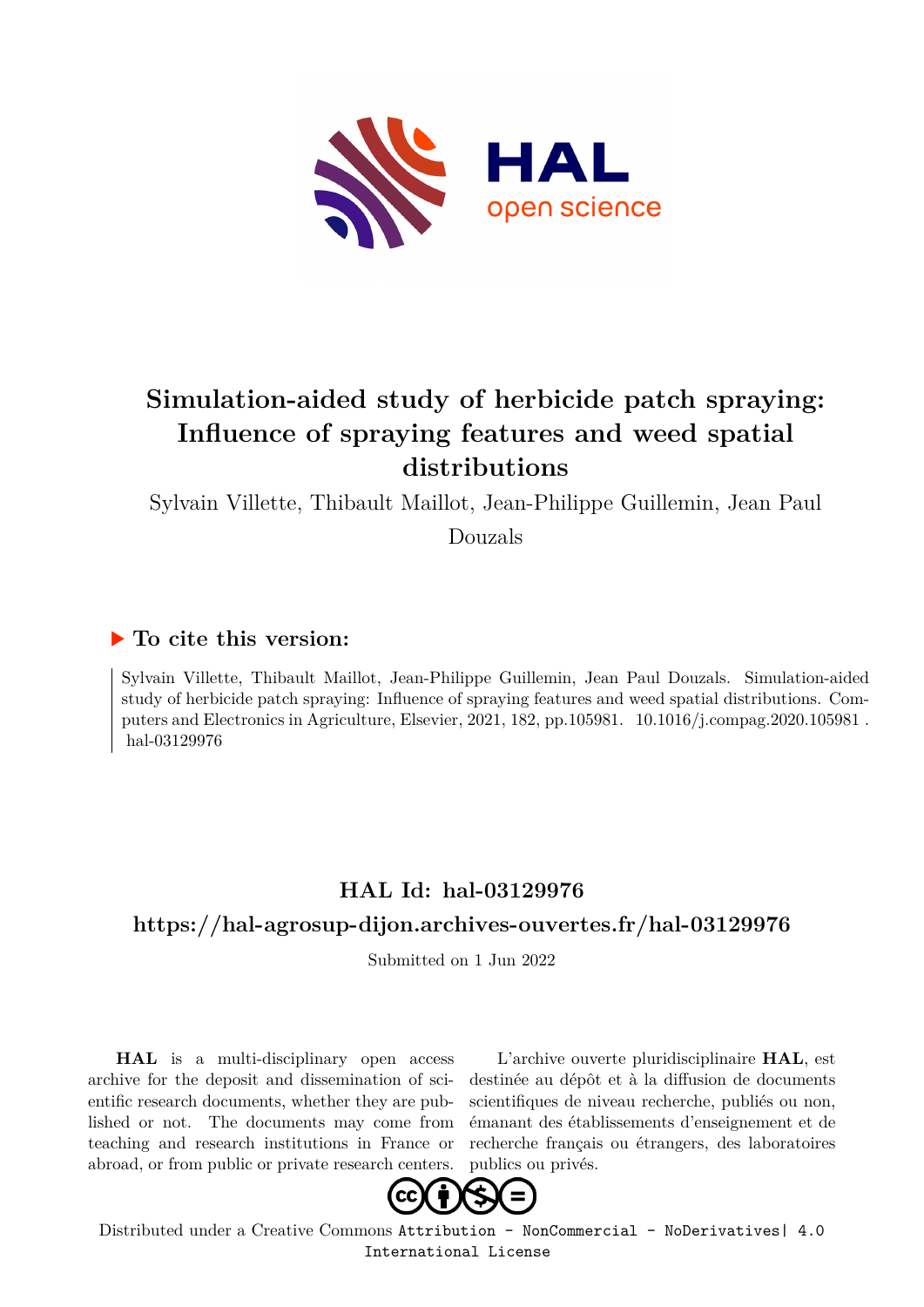# Simulation-aided study of herbicide patch spraying: Influence of spraying features and weed spatial distributions

Sylvain Villette, Thibault Maillot, Jean-Philippe Guillemin, Jean Paul Douzals

## ▶ To cite this version:

Sylvain Villette, Thibault Maillot, Jean-Philippe Guillemin, Jean Paul Douzals. Simulation-aided study of herbicide patch spraying: Influence of spraying features and weed spatial distributions. Computers and Electronics in Agriculture, Elsevier, 2021, 182, pp.105981. 10.1016/j.compag.2020.105981 . hal-03129976

## HAL Id: hal-03129976

## https://hal-agrosup-dijon.archives-ouvertes.fr/hal-03129976

Submitted on 1 Jun 2022

**HAL** is a multi-disciplinary open access archive for the deposit and dissemination of scientific research documents, whether they are published or not. The documents may come from teaching and research institutions in France or abroad, or from public or private research centers.

L'archive ouverte pluridisciplinaire **HAL**, est destinée au dépôt et à la diffusion de documents scientifiques de niveau recherche, publiés ou non, émanant des établissements d'enseignement et de recherche français ou étrangers, des laboratoires publics ou privés.

Distributed under a Creative Commons Attribution - NonCommercial - NoDerivatives| 4.0 International License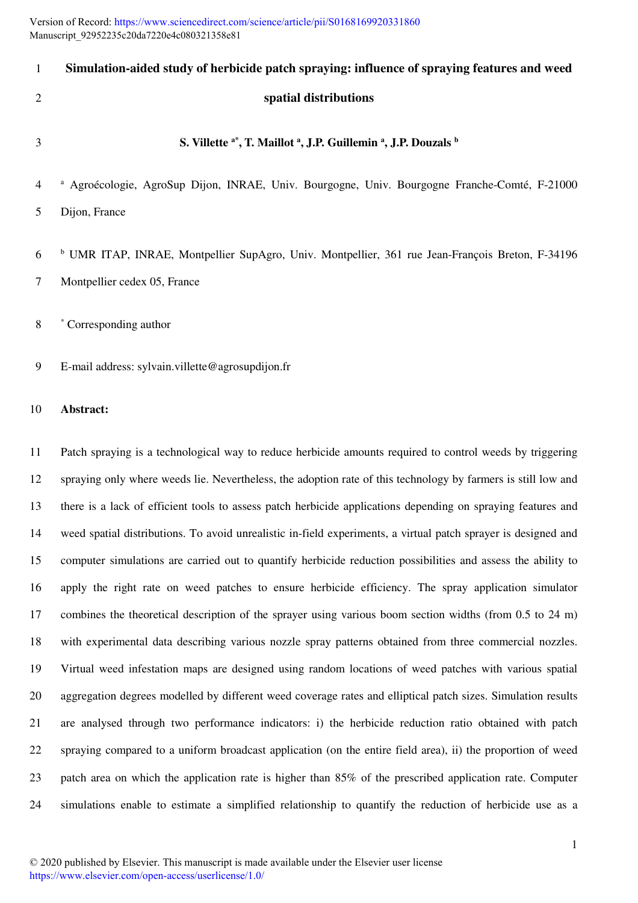# Simulation-aided study of herbicide patch spraying: influence of spraying features and weed spatial distributions

**S. Villette [a*], T. Maillot [a], J.P. Guillemin [a], J.P. Douzals [b]**

[a] Agroécologie, AgroSup Dijon, INRAE, Univ. Bourgogne, Univ. Bourgogne Franche-Comté, F-21000 Dijon, France

[b] UMR ITAP, INRAE, Montpellier SupAgro, Univ. Montpellier, 361 rue Jean-François Breton, F-34196 Montpellier cedex 05, France

[*] Corresponding author

E-mail address: sylvain.villette@agrosupdijon.fr

**Abstract:**

Patch spraying is a technological way to reduce herbicide amounts required to control weeds by triggering spraying only where weeds lie. Nevertheless, the adoption rate of this technology by farmers is still low and there is a lack of efficient tools to assess patch herbicide applications depending on spraying features and weed spatial distributions. To avoid unrealistic in-field experiments, a virtual patch sprayer is designed and computer simulations are carried out to quantify herbicide reduction possibilities and assess the ability to apply the right rate on weed patches to ensure herbicide efficiency. The spray application simulator combines the theoretical description of the sprayer using various boom section widths (from 0.5 to 24 m) with experimental data describing various nozzle spray patterns obtained from three commercial nozzles. Virtual weed infestation maps are designed using random locations of weed patches with various spatial aggregation degrees modelled by different weed coverage rates and elliptical patch sizes. Simulation results are analysed through two performance indicators: i) the herbicide reduction ratio obtained with patch spraying compared to a uniform broadcast application (on the entire field area), ii) the proportion of weed patch area on which the application rate is higher than 85% of the prescribed application rate. Computer simulations enable to estimate a simplified relationship to quantify the reduction of herbicide use as a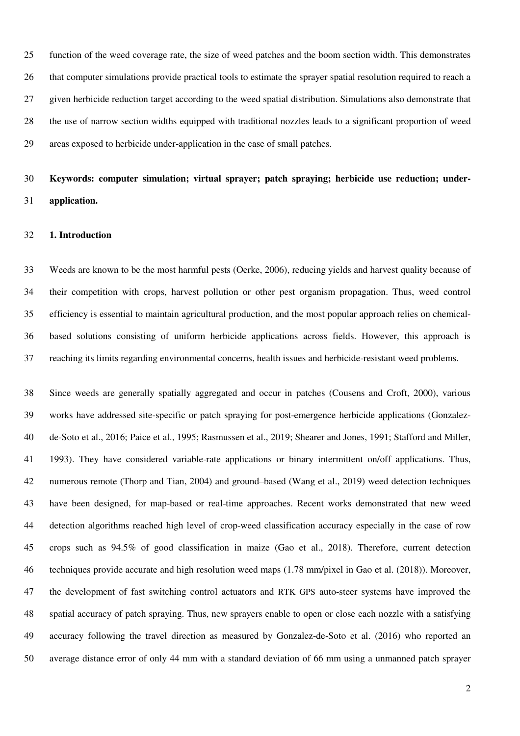function of the weed coverage rate, the size of weed patches and the boom section width. This demonstrates that computer simulations provide practical tools to estimate the sprayer spatial resolution required to reach a given herbicide reduction target according to the weed spatial distribution. Simulations also demonstrate that the use of narrow section widths equipped with traditional nozzles leads to a significant proportion of weed areas exposed to herbicide under-application in the case of small patches.

**Keywords: computer simulation; virtual sprayer; patch spraying; herbicide use reduction; under-application.**

## 1. Introduction

Weeds are known to be the most harmful pests (Oerke, 2006), reducing yields and harvest quality because of their competition with crops, harvest pollution or other pest organism propagation. Thus, weed control efficiency is essential to maintain agricultural production, and the most popular approach relies on chemical-based solutions consisting of uniform herbicide applications across fields. However, this approach is reaching its limits regarding environmental concerns, health issues and herbicide-resistant weed problems.

Since weeds are generally spatially aggregated and occur in patches (Cousens and Croft, 2000), various works have addressed site-specific or patch spraying for post-emergence herbicide applications (Gonzalez-de-Soto et al., 2016; Paice et al., 1995; Rasmussen et al., 2019; Shearer and Jones, 1991; Stafford and Miller, 1993). They have considered variable-rate applications or binary intermittent on/off applications. Thus, numerous remote (Thorp and Tian, 2004) and ground–based (Wang et al., 2019) weed detection techniques have been designed, for map-based or real-time approaches. Recent works demonstrated that new weed detection algorithms reached high level of crop-weed classification accuracy especially in the case of row crops such as 94.5% of good classification in maize (Gao et al., 2018). Therefore, current detection techniques provide accurate and high resolution weed maps (1.78 mm/pixel in Gao et al. (2018)). Moreover, the development of fast switching control actuators and RTK GPS auto-steer systems have improved the spatial accuracy of patch spraying. Thus, new sprayers enable to open or close each nozzle with a satisfying accuracy following the travel direction as measured by Gonzalez-de-Soto et al. (2016) who reported an average distance error of only 44 mm with a standard deviation of 66 mm using a unmanned patch sprayer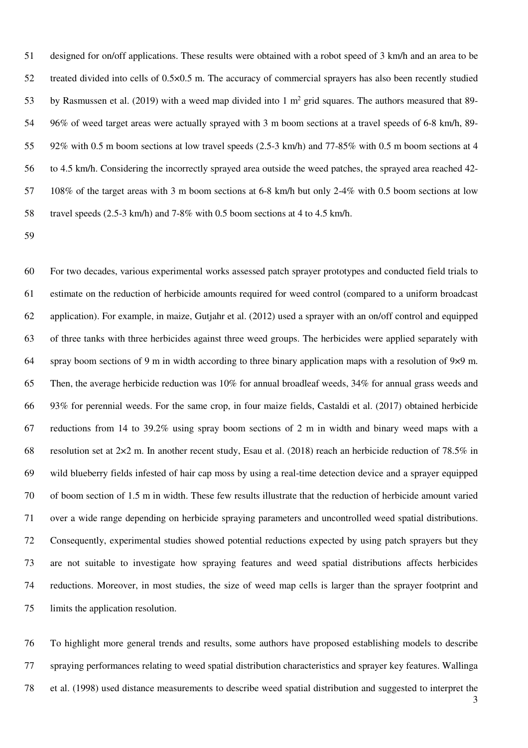designed for on/off applications. These results were obtained with a robot speed of 3 km/h and an area to be treated divided into cells of 0.5×0.5 m. The accuracy of commercial sprayers has also been recently studied by Rasmussen et al. (2019) with a weed map divided into 1 m$^2$ grid squares. The authors measured that 89-96% of weed target areas were actually sprayed with 3 m boom sections at a travel speeds of 6-8 km/h, 89-92% with 0.5 m boom sections at low travel speeds (2.5-3 km/h) and 77-85% with 0.5 m boom sections at 4 to 4.5 km/h. Considering the incorrectly sprayed area outside the weed patches, the sprayed area reached 42-108% of the target areas with 3 m boom sections at 6-8 km/h but only 2-4% with 0.5 boom sections at low travel speeds (2.5-3 km/h) and 7-8% with 0.5 boom sections at 4 to 4.5 km/h.

For two decades, various experimental works assessed patch sprayer prototypes and conducted field trials to estimate on the reduction of herbicide amounts required for weed control (compared to a uniform broadcast application). For example, in maize, Gutjahr et al. (2012) used a sprayer with an on/off control and equipped of three tanks with three herbicides against three weed groups. The herbicides were applied separately with spray boom sections of 9 m in width according to three binary application maps with a resolution of 9×9 m. Then, the average herbicide reduction was 10% for annual broadleaf weeds, 34% for annual grass weeds and 93% for perennial weeds. For the same crop, in four maize fields, Castaldi et al. (2017) obtained herbicide reductions from 14 to 39.2% using spray boom sections of 2 m in width and binary weed maps with a resolution set at 2×2 m. In another recent study, Esau et al. (2018) reach an herbicide reduction of 78.5% in wild blueberry fields infested of hair cap moss by using a real-time detection device and a sprayer equipped of boom section of 1.5 m in width. These few results illustrate that the reduction of herbicide amount varied over a wide range depending on herbicide spraying parameters and uncontrolled weed spatial distributions. Consequently, experimental studies showed potential reductions expected by using patch sprayers but they are not suitable to investigate how spraying features and weed spatial distributions affects herbicides reductions. Moreover, in most studies, the size of weed map cells is larger than the sprayer footprint and limits the application resolution.

To highlight more general trends and results, some authors have proposed establishing models to describe spraying performances relating to weed spatial distribution characteristics and sprayer key features. Wallinga et al. (1998) used distance measurements to describe weed spatial distribution and suggested to interpret the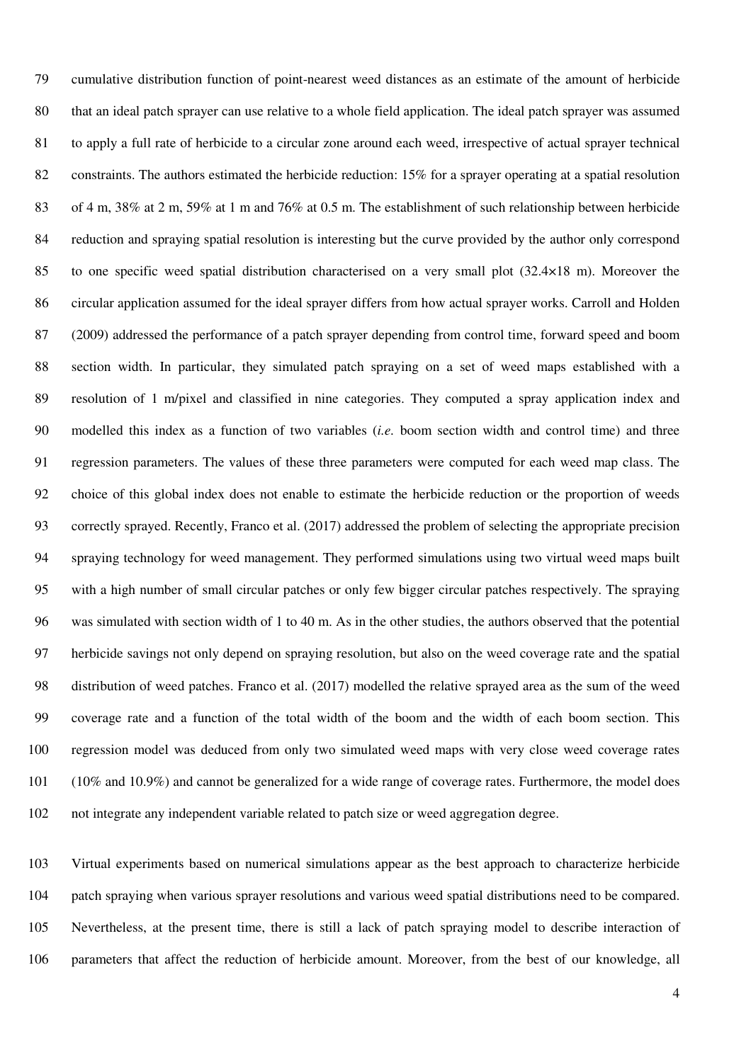cumulative distribution function of point-nearest weed distances as an estimate of the amount of herbicide that an ideal patch sprayer can use relative to a whole field application. The ideal patch sprayer was assumed to apply a full rate of herbicide to a circular zone around each weed, irrespective of actual sprayer technical constraints. The authors estimated the herbicide reduction: 15% for a sprayer operating at a spatial resolution of 4 m, 38% at 2 m, 59% at 1 m and 76% at 0.5 m. The establishment of such relationship between herbicide reduction and spraying spatial resolution is interesting but the curve provided by the author only correspond to one specific weed spatial distribution characterised on a very small plot (32.4×18 m). Moreover the circular application assumed for the ideal sprayer differs from how actual sprayer works. Carroll and Holden (2009) addressed the performance of a patch sprayer depending from control time, forward speed and boom section width. In particular, they simulated patch spraying on a set of weed maps established with a resolution of 1 m/pixel and classified in nine categories. They computed a spray application index and modelled this index as a function of two variables (*i.e.* boom section width and control time) and three regression parameters. The values of these three parameters were computed for each weed map class. The choice of this global index does not enable to estimate the herbicide reduction or the proportion of weeds correctly sprayed. Recently, Franco et al. (2017) addressed the problem of selecting the appropriate precision spraying technology for weed management. They performed simulations using two virtual weed maps built with a high number of small circular patches or only few bigger circular patches respectively. The spraying was simulated with section width of 1 to 40 m. As in the other studies, the authors observed that the potential herbicide savings not only depend on spraying resolution, but also on the weed coverage rate and the spatial distribution of weed patches. Franco et al. (2017) modelled the relative sprayed area as the sum of the weed coverage rate and a function of the total width of the boom and the width of each boom section. This regression model was deduced from only two simulated weed maps with very close weed coverage rates (10% and 10.9%) and cannot be generalized for a wide range of coverage rates. Furthermore, the model does not integrate any independent variable related to patch size or weed aggregation degree.

Virtual experiments based on numerical simulations appear as the best approach to characterize herbicide patch spraying when various sprayer resolutions and various weed spatial distributions need to be compared. Nevertheless, at the present time, there is still a lack of patch spraying model to describe interaction of parameters that affect the reduction of herbicide amount. Moreover, from the best of our knowledge, all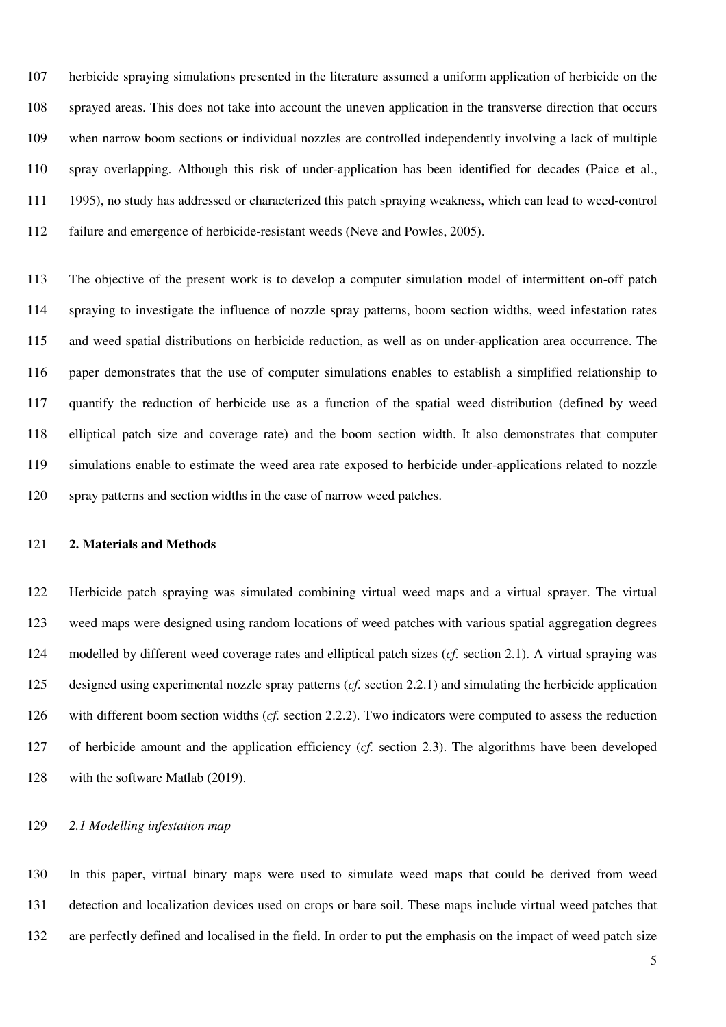herbicide spraying simulations presented in the literature assumed a uniform application of herbicide on the sprayed areas. This does not take into account the uneven application in the transverse direction that occurs when narrow boom sections or individual nozzles are controlled independently involving a lack of multiple spray overlapping. Although this risk of under-application has been identified for decades (Paice et al., 1995), no study has addressed or characterized this patch spraying weakness, which can lead to weed-control failure and emergence of herbicide-resistant weeds (Neve and Powles, 2005).

The objective of the present work is to develop a computer simulation model of intermittent on-off patch spraying to investigate the influence of nozzle spray patterns, boom section widths, weed infestation rates and weed spatial distributions on herbicide reduction, as well as on under-application area occurrence. The paper demonstrates that the use of computer simulations enables to establish a simplified relationship to quantify the reduction of herbicide use as a function of the spatial weed distribution (defined by weed elliptical patch size and coverage rate) and the boom section width. It also demonstrates that computer simulations enable to estimate the weed area rate exposed to herbicide under-applications related to nozzle spray patterns and section widths in the case of narrow weed patches.

## 2. Materials and Methods

Herbicide patch spraying was simulated combining virtual weed maps and a virtual sprayer. The virtual weed maps were designed using random locations of weed patches with various spatial aggregation degrees modelled by different weed coverage rates and elliptical patch sizes (*cf.* section 2.1). A virtual spraying was designed using experimental nozzle spray patterns (*cf.* section 2.2.1) and simulating the herbicide application with different boom section widths (*cf.* section 2.2.2). Two indicators were computed to assess the reduction of herbicide amount and the application efficiency (*cf.* section 2.3). The algorithms have been developed with the software Matlab (2019).

### *2.1 Modelling infestation map*

In this paper, virtual binary maps were used to simulate weed maps that could be derived from weed detection and localization devices used on crops or bare soil. These maps include virtual weed patches that are perfectly defined and localised in the field. In order to put the emphasis on the impact of weed patch size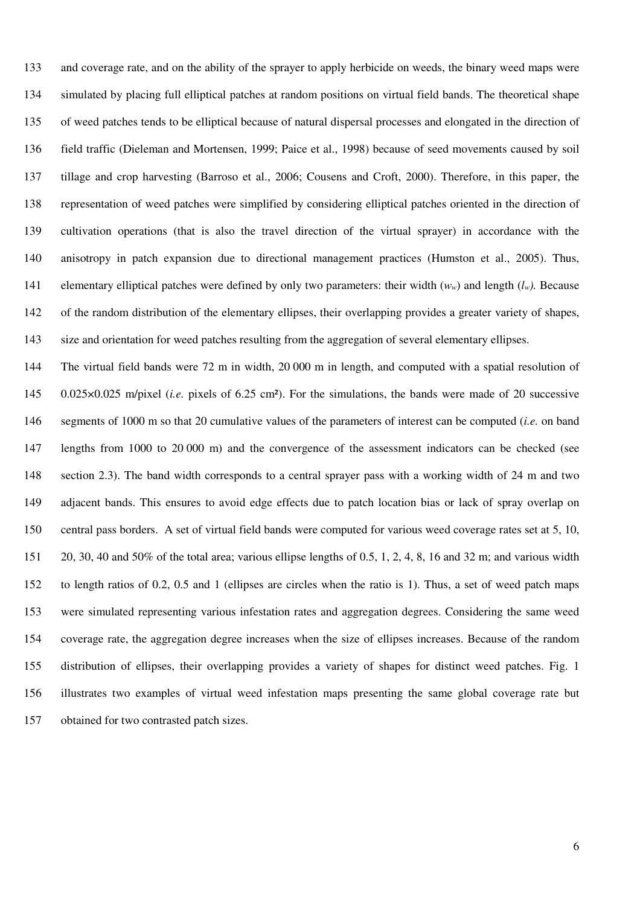and coverage rate, and on the ability of the sprayer to apply herbicide on weeds, the binary weed maps were simulated by placing full elliptical patches at random positions on virtual field bands. The theoretical shape of weed patches tends to be elliptical because of natural dispersal processes and elongated in the direction of field traffic (Dieleman and Mortensen, 1999; Paice et al., 1998) because of seed movements caused by soil tillage and crop harvesting (Barroso et al., 2006; Cousens and Croft, 2000). Therefore, in this paper, the representation of weed patches were simplified by considering elliptical patches oriented in the direction of cultivation operations (that is also the travel direction of the virtual sprayer) in accordance with the anisotropy in patch expansion due to directional management practices (Humston et al., 2005). Thus, elementary elliptical patches were defined by only two parameters: their width ($w_w$) and length ($l_w$). Because of the random distribution of the elementary ellipses, their overlapping provides a greater variety of shapes, size and orientation for weed patches resulting from the aggregation of several elementary ellipses.

The virtual field bands were 72 m in width, 20 000 m in length, and computed with a spatial resolution of 0.025×0.025 m/pixel (*i.e.* pixels of 6.25 cm²). For the simulations, the bands were made of 20 successive segments of 1000 m so that 20 cumulative values of the parameters of interest can be computed (*i.e.* on band lengths from 1000 to 20 000 m) and the convergence of the assessment indicators can be checked (see section 2.3). The band width corresponds to a central sprayer pass with a working width of 24 m and two adjacent bands. This ensures to avoid edge effects due to patch location bias or lack of spray overlap on central pass borders. A set of virtual field bands were computed for various weed coverage rates set at 5, 10, 20, 30, 40 and 50% of the total area; various ellipse lengths of 0.5, 1, 2, 4, 8, 16 and 32 m; and various width to length ratios of 0.2, 0.5 and 1 (ellipses are circles when the ratio is 1). Thus, a set of weed patch maps were simulated representing various infestation rates and aggregation degrees. Considering the same weed coverage rate, the aggregation degree increases when the size of ellipses increases. Because of the random distribution of ellipses, their overlapping provides a variety of shapes for distinct weed patches. Fig. 1 illustrates two examples of virtual weed infestation maps presenting the same global coverage rate but obtained for two contrasted patch sizes.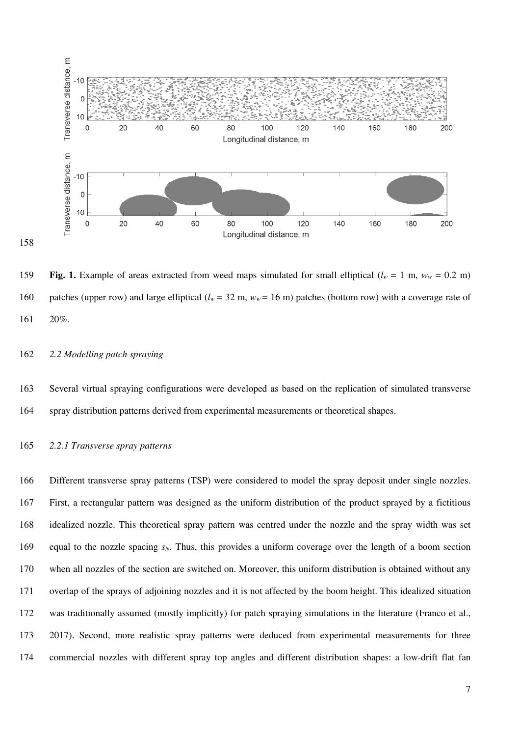**Fig. 1.** Example of areas extracted from weed maps simulated for small elliptical ($l_w$ = 1 m, $w_w$ = 0.2 m) patches (upper row) and large elliptical ($l_w$ = 32 m, $w_w$ = 16 m) patches (bottom row) with a coverage rate of 20%.

*2.2 Modelling patch spraying*

Several virtual spraying configurations were developed as based on the replication of simulated transverse spray distribution patterns derived from experimental measurements or theoretical shapes.

*2.2.1 Transverse spray patterns*

Different transverse spray patterns (TSP) were considered to model the spray deposit under single nozzles. First, a rectangular pattern was designed as the uniform distribution of the product sprayed by a fictitious idealized nozzle. This theoretical spray pattern was centred under the nozzle and the spray width was set equal to the nozzle spacing $s_N$. Thus, this provides a uniform coverage over the length of a boom section when all nozzles of the section are switched on. Moreover, this uniform distribution is obtained without any overlap of the sprays of adjoining nozzles and it is not affected by the boom height. This idealized situation was traditionally assumed (mostly implicitly) for patch spraying simulations in the literature (Franco et al., 2017). Second, more realistic spray patterns were deduced from experimental measurements for three commercial nozzles with different spray top angles and different distribution shapes: a low-drift flat fan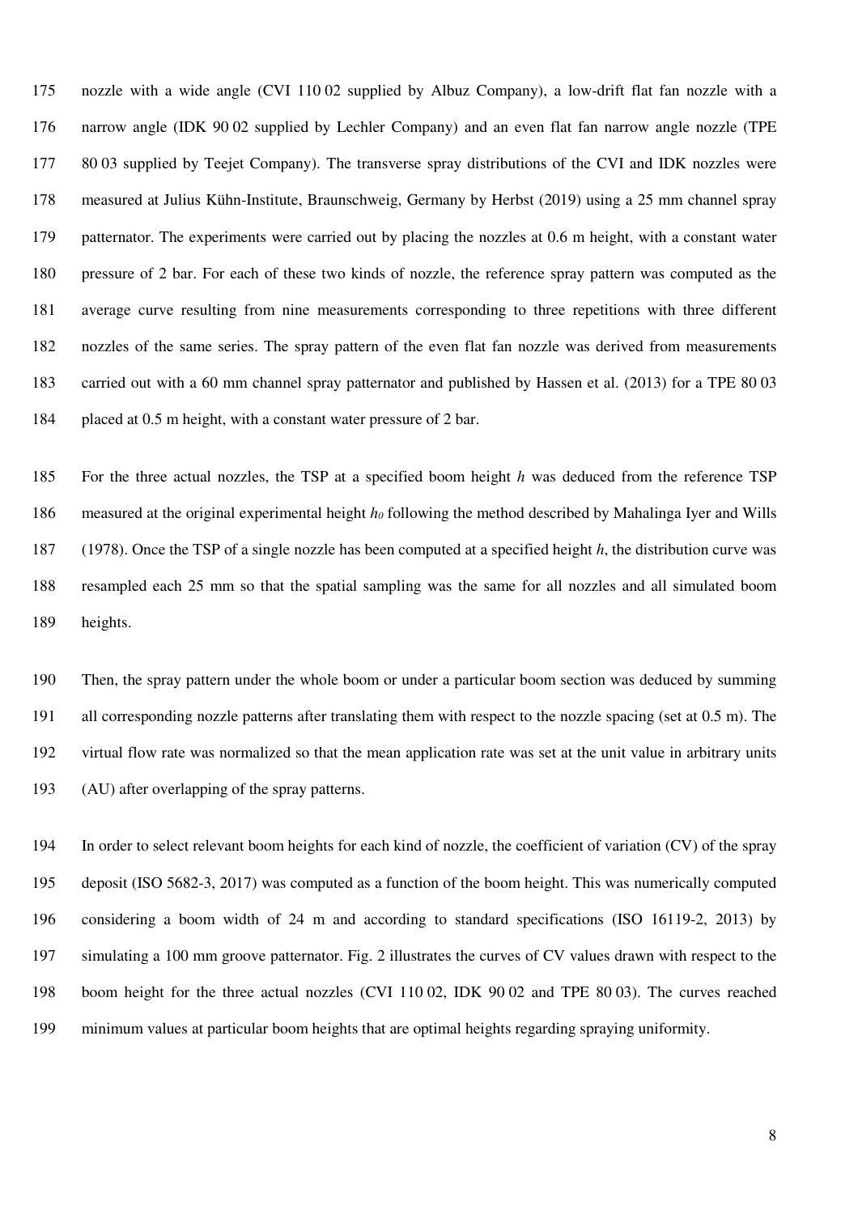nozzle with a wide angle (CVI 110 02 supplied by Albuz Company), a low-drift flat fan nozzle with a narrow angle (IDK 90 02 supplied by Lechler Company) and an even flat fan narrow angle nozzle (TPE 80 03 supplied by Teejet Company). The transverse spray distributions of the CVI and IDK nozzles were measured at Julius Kühn-Institute, Braunschweig, Germany by Herbst (2019) using a 25 mm channel spray patternator. The experiments were carried out by placing the nozzles at 0.6 m height, with a constant water pressure of 2 bar. For each of these two kinds of nozzle, the reference spray pattern was computed as the average curve resulting from nine measurements corresponding to three repetitions with three different nozzles of the same series. The spray pattern of the even flat fan nozzle was derived from measurements carried out with a 60 mm channel spray patternator and published by Hassen et al. (2013) for a TPE 80 03 placed at 0.5 m height, with a constant water pressure of 2 bar.

For the three actual nozzles, the TSP at a specified boom height $h$ was deduced from the reference TSP measured at the original experimental height $h_0$ following the method described by Mahalinga Iyer and Wills (1978). Once the TSP of a single nozzle has been computed at a specified height $h$, the distribution curve was resampled each 25 mm so that the spatial sampling was the same for all nozzles and all simulated boom heights.

Then, the spray pattern under the whole boom or under a particular boom section was deduced by summing all corresponding nozzle patterns after translating them with respect to the nozzle spacing (set at 0.5 m). The virtual flow rate was normalized so that the mean application rate was set at the unit value in arbitrary units (AU) after overlapping of the spray patterns.

In order to select relevant boom heights for each kind of nozzle, the coefficient of variation (CV) of the spray deposit (ISO 5682-3, 2017) was computed as a function of the boom height. This was numerically computed considering a boom width of 24 m and according to standard specifications (ISO 16119-2, 2013) by simulating a 100 mm groove patternator. Fig. 2 illustrates the curves of CV values drawn with respect to the boom height for the three actual nozzles (CVI 110 02, IDK 90 02 and TPE 80 03). The curves reached minimum values at particular boom heights that are optimal heights regarding spraying uniformity.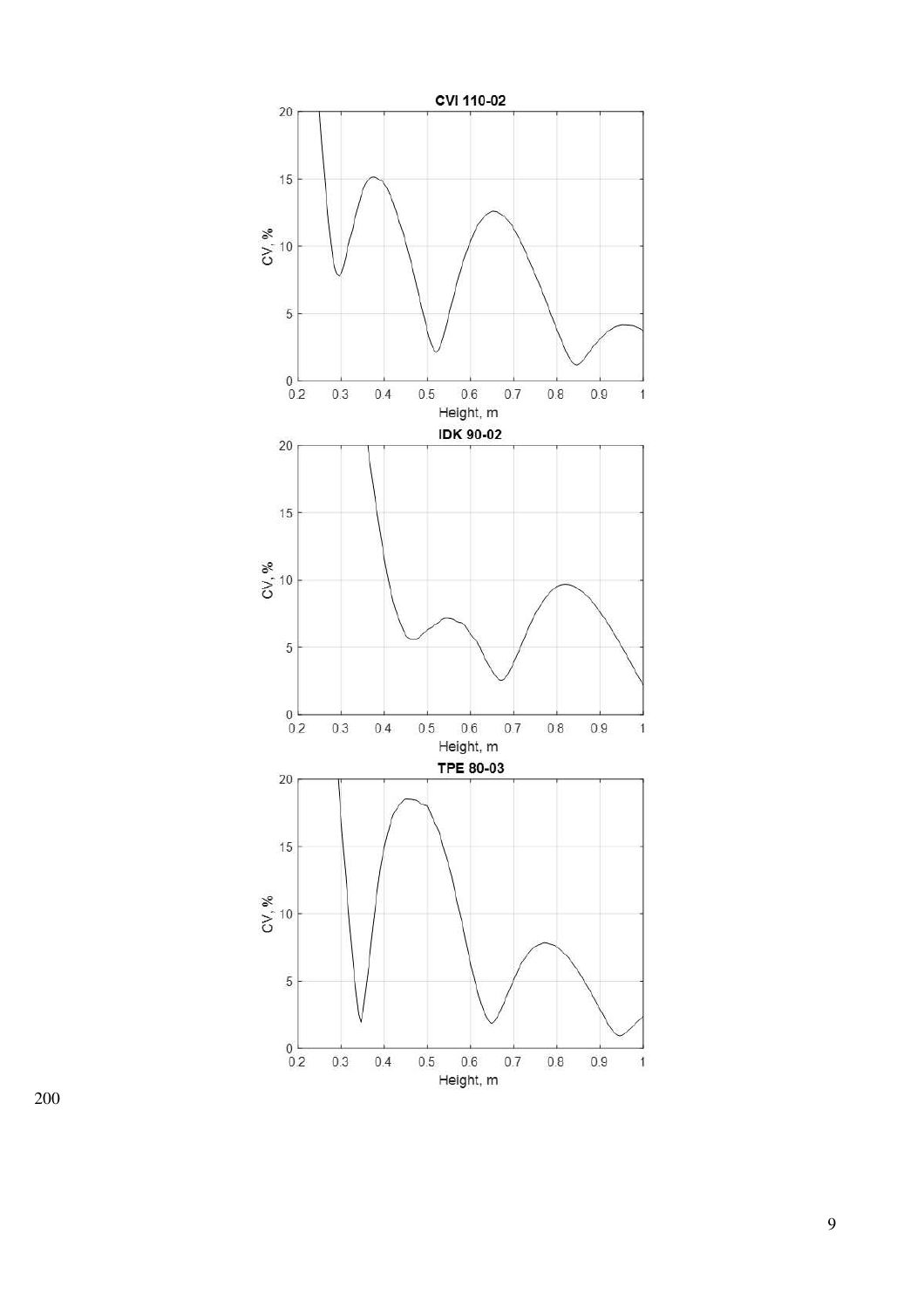CVI 110-02

IDK 90-02

TPE 80-03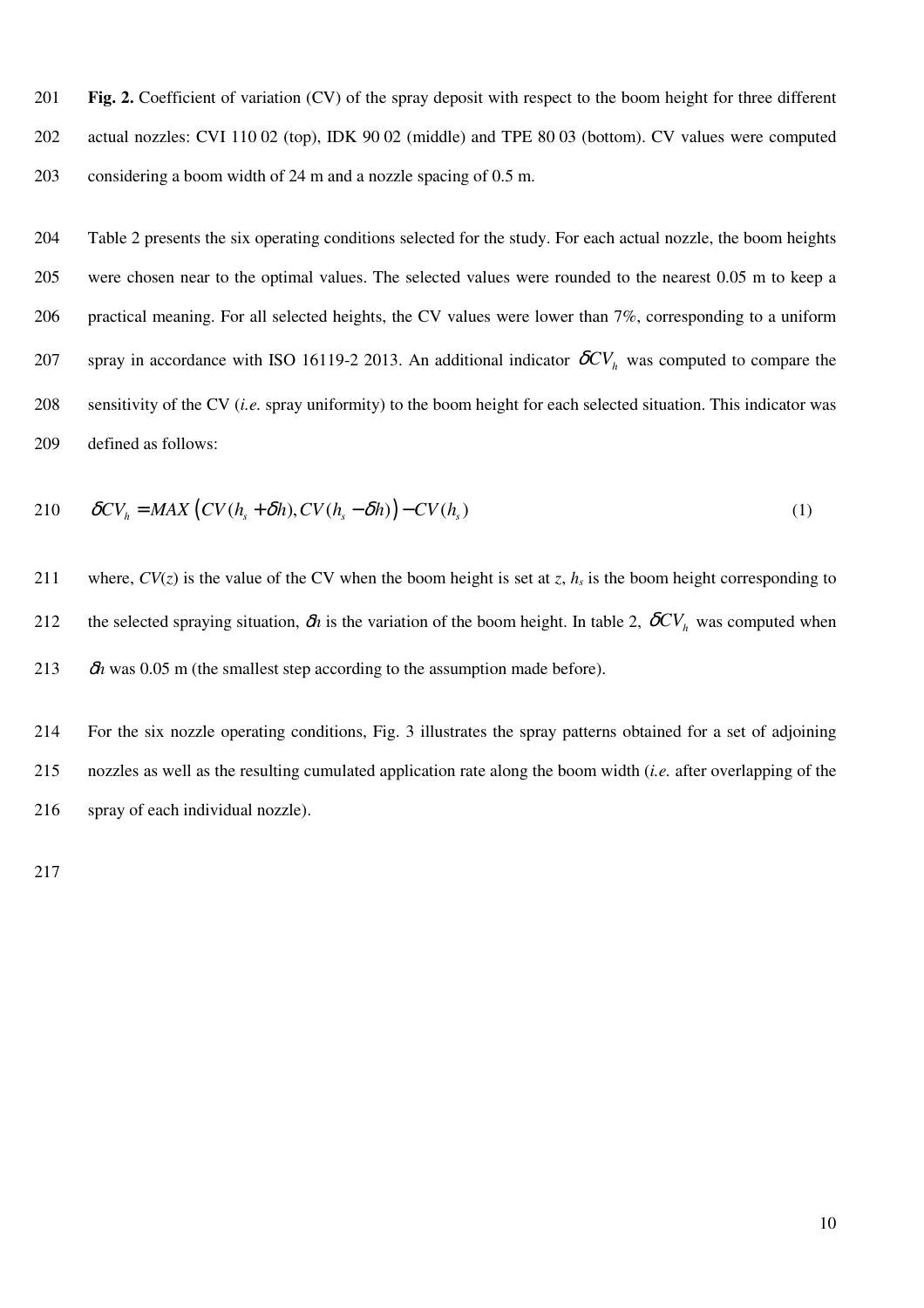**Fig. 2.** Coefficient of variation (CV) of the spray deposit with respect to the boom height for three different actual nozzles: CVI 110 02 (top), IDK 90 02 (middle) and TPE 80 03 (bottom). CV values were computed considering a boom width of 24 m and a nozzle spacing of 0.5 m.

Table 2 presents the six operating conditions selected for the study. For each actual nozzle, the boom heights were chosen near to the optimal values. The selected values were rounded to the nearest 0.05 m to keep a practical meaning. For all selected heights, the CV values were lower than 7%, corresponding to a uniform spray in accordance with ISO 16119-2 2013. An additional indicator $\delta CV_h$ was computed to compare the sensitivity of the CV (*i.e.* spray uniformity) to the boom height for each selected situation. This indicator was defined as follows:

$$\delta CV_h = MAX\left(CV(h_s + \delta h), CV(h_s - \delta h)\right) - CV(h_s) \tag{1}$$

where, $CV(z)$ is the value of the CV when the boom height is set at $z$, $h_s$ is the boom height corresponding to the selected spraying situation, $\delta h$ is the variation of the boom height. In table 2, $\delta CV_h$ was computed when $\delta h$ was 0.05 m (the smallest step according to the assumption made before).

For the six nozzle operating conditions, Fig. 3 illustrates the spray patterns obtained for a set of adjoining nozzles as well as the resulting cumulated application rate along the boom width (*i.e.* after overlapping of the spray of each individual nozzle).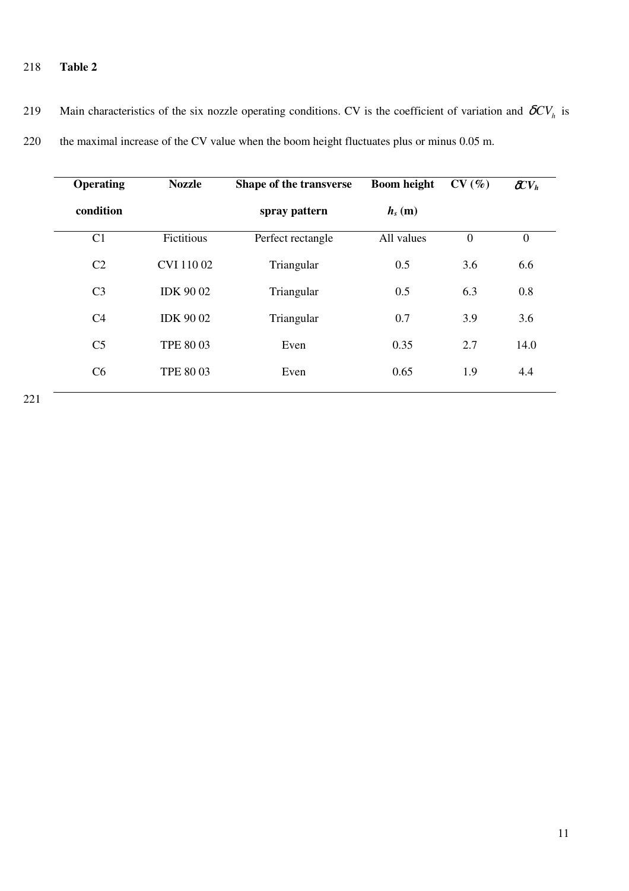**Table 2**

Main characteristics of the six nozzle operating conditions. CV is the coefficient of variation and $\delta CV_h$ is the maximal increase of the CV value when the boom height fluctuates plus or minus 0.05 m.

| **Operating condition** | **Nozzle** | **Shape of the transverse spray pattern** | **Boom height $h_s$ (m)** | **CV (%)** | $\delta CV_h$ |
|---|---|---|---|---|---|
| C1 | Fictitious | Perfect rectangle | All values | 0 | 0 |
| C2 | CVI 110 02 | Triangular | 0.5 | 3.6 | 6.6 |
| C3 | IDK 90 02 | Triangular | 0.5 | 6.3 | 0.8 |
| C4 | IDK 90 02 | Triangular | 0.7 | 3.9 | 3.6 |
| C5 | TPE 80 03 | Even | 0.35 | 2.7 | 14.0 |
| C6 | TPE 80 03 | Even | 0.65 | 1.9 | 4.4 |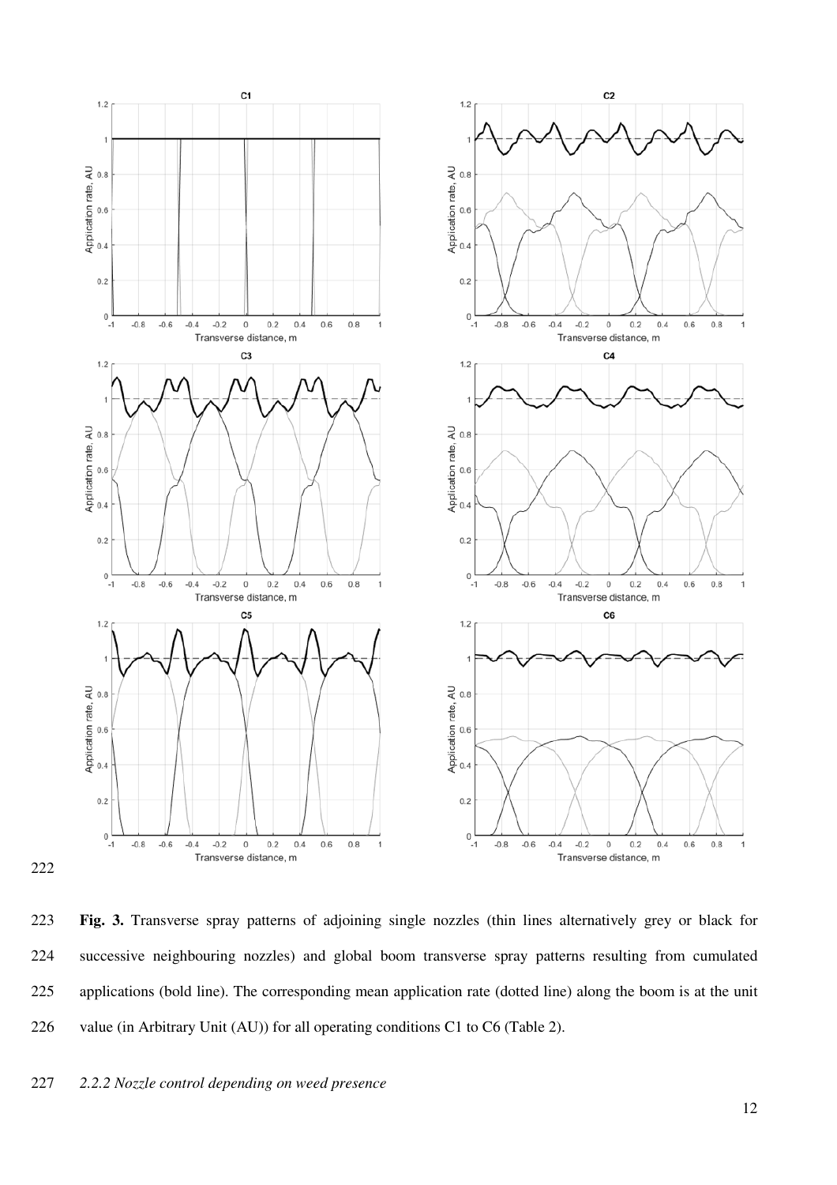**Fig. 3.** Transverse spray patterns of adjoining single nozzles (thin lines alternatively grey or black for successive neighbouring nozzles) and global boom transverse spray patterns resulting from cumulated applications (bold line). The corresponding mean application rate (dotted line) along the boom is at the unit value (in Arbitrary Unit (AU)) for all operating conditions C1 to C6 (Table 2).

### *2.2.2 Nozzle control depending on weed presence*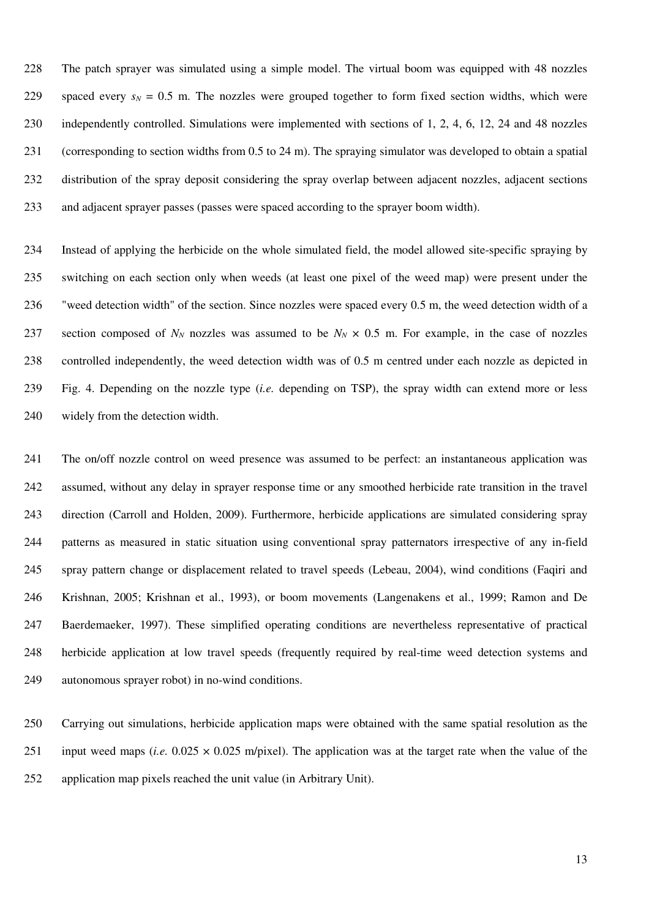The patch sprayer was simulated using a simple model. The virtual boom was equipped with 48 nozzles spaced every $s_N = 0.5$ m. The nozzles were grouped together to form fixed section widths, which were independently controlled. Simulations were implemented with sections of 1, 2, 4, 6, 12, 24 and 48 nozzles (corresponding to section widths from 0.5 to 24 m). The spraying simulator was developed to obtain a spatial distribution of the spray deposit considering the spray overlap between adjacent nozzles, adjacent sections and adjacent sprayer passes (passes were spaced according to the sprayer boom width).

Instead of applying the herbicide on the whole simulated field, the model allowed site-specific spraying by switching on each section only when weeds (at least one pixel of the weed map) were present under the "weed detection width" of the section. Since nozzles were spaced every 0.5 m, the weed detection width of a section composed of $N_N$ nozzles was assumed to be $N_N \times 0.5$ m. For example, in the case of nozzles controlled independently, the weed detection width was of 0.5 m centred under each nozzle as depicted in Fig. 4. Depending on the nozzle type (*i.e.* depending on TSP), the spray width can extend more or less widely from the detection width.

The on/off nozzle control on weed presence was assumed to be perfect: an instantaneous application was assumed, without any delay in sprayer response time or any smoothed herbicide rate transition in the travel direction (Carroll and Holden, 2009). Furthermore, herbicide applications are simulated considering spray patterns as measured in static situation using conventional spray patternators irrespective of any in-field spray pattern change or displacement related to travel speeds (Lebeau, 2004), wind conditions (Faqiri and Krishnan, 2005; Krishnan et al., 1993), or boom movements (Langenakens et al., 1999; Ramon and De Baerdemaeker, 1997). These simplified operating conditions are nevertheless representative of practical herbicide application at low travel speeds (frequently required by real-time weed detection systems and autonomous sprayer robot) in no-wind conditions.

Carrying out simulations, herbicide application maps were obtained with the same spatial resolution as the input weed maps (*i.e.* $0.025 \times 0.025$ m/pixel). The application was at the target rate when the value of the application map pixels reached the unit value (in Arbitrary Unit).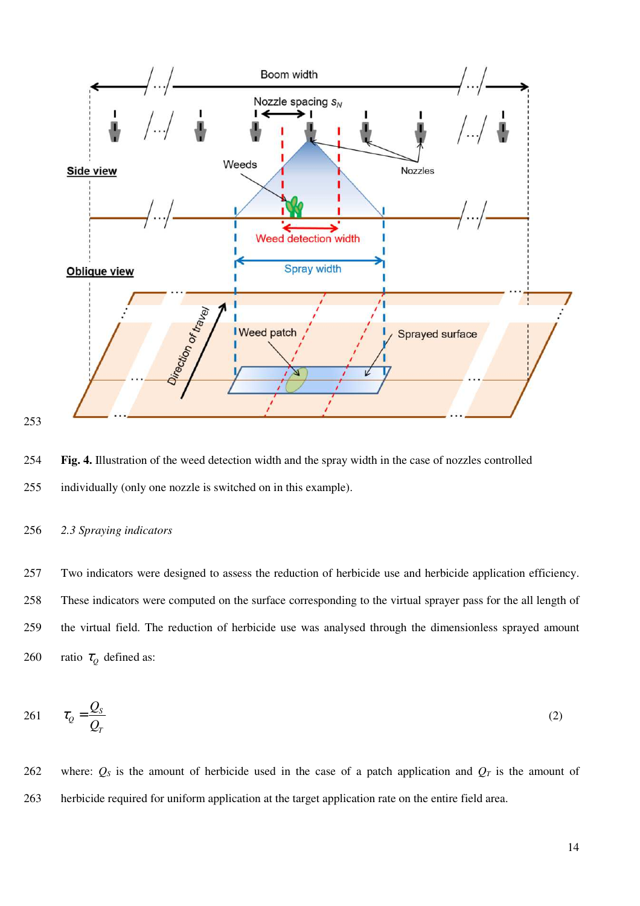**Fig. 4.** Illustration of the weed detection width and the spray width in the case of nozzles controlled individually (only one nozzle is switched on in this example).

*2.3 Spraying indicators*

Two indicators were designed to assess the reduction of herbicide use and herbicide application efficiency. These indicators were computed on the surface corresponding to the virtual sprayer pass for the all length of the virtual field. The reduction of herbicide use was analysed through the dimensionless sprayed amount ratio $\tau_Q$ defined as:

$$\tau_Q = \frac{Q_S}{Q_T} \tag{2}$$

where: $Q_S$ is the amount of herbicide used in the case of a patch application and $Q_T$ is the amount of herbicide required for uniform application at the target application rate on the entire field area.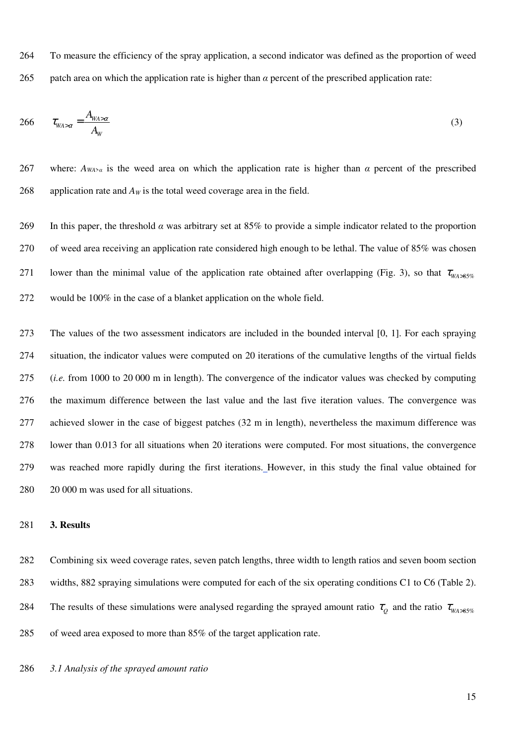To measure the efficiency of the spray application, a second indicator was defined as the proportion of weed patch area on which the application rate is higher than $\alpha$ percent of the prescribed application rate:

$$\tau_{WA>\alpha} = \frac{A_{WA>\alpha}}{A_W} \tag{3}$$

where: $A_{WA>\alpha}$ is the weed area on which the application rate is higher than $\alpha$ percent of the prescribed application rate and $A_W$ is the total weed coverage area in the field.

In this paper, the threshold $\alpha$ was arbitrary set at 85% to provide a simple indicator related to the proportion of weed area receiving an application rate considered high enough to be lethal. The value of 85% was chosen lower than the minimal value of the application rate obtained after overlapping (Fig. 3), so that $\tau_{WA>85\%}$ would be 100% in the case of a blanket application on the whole field.

The values of the two assessment indicators are included in the bounded interval [0, 1]. For each spraying situation, the indicator values were computed on 20 iterations of the cumulative lengths of the virtual fields (*i.e.* from 1000 to 20 000 m in length). The convergence of the indicator values was checked by computing the maximum difference between the last value and the last five iteration values. The convergence was achieved slower in the case of biggest patches (32 m in length), nevertheless the maximum difference was lower than 0.013 for all situations when 20 iterations were computed. For most situations, the convergence was reached more rapidly during the first iterations. However, in this study the final value obtained for 20 000 m was used for all situations.

## 3. Results

Combining six weed coverage rates, seven patch lengths, three width to length ratios and seven boom section widths, 882 spraying simulations were computed for each of the six operating conditions C1 to C6 (Table 2). The results of these simulations were analysed regarding the sprayed amount ratio $\tau_Q$ and the ratio $\tau_{WA>85\%}$ of weed area exposed to more than 85% of the target application rate.

### *3.1 Analysis of the sprayed amount ratio*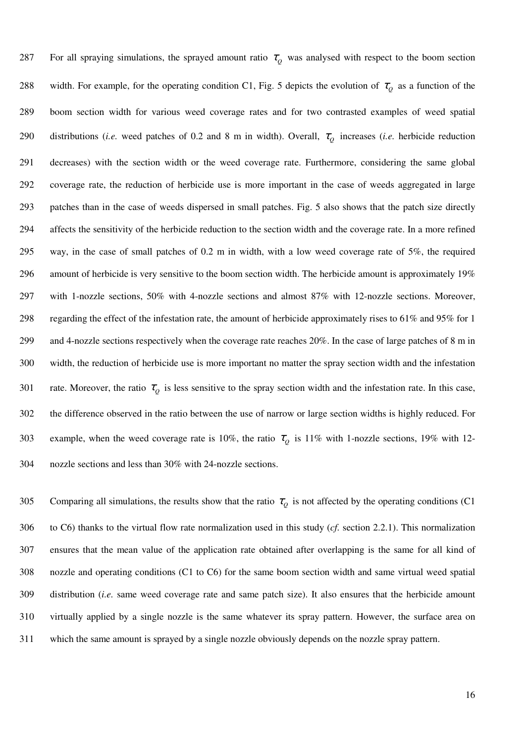For all spraying simulations, the sprayed amount ratio $\tau_Q$ was analysed with respect to the boom section width. For example, for the operating condition C1, Fig. 5 depicts the evolution of $\tau_Q$ as a function of the boom section width for various weed coverage rates and for two contrasted examples of weed spatial distributions (*i.e.* weed patches of 0.2 and 8 m in width). Overall, $\tau_Q$ increases (*i.e.* herbicide reduction decreases) with the section width or the weed coverage rate. Furthermore, considering the same global coverage rate, the reduction of herbicide use is more important in the case of weeds aggregated in large patches than in the case of weeds dispersed in small patches. Fig. 5 also shows that the patch size directly affects the sensitivity of the herbicide reduction to the section width and the coverage rate. In a more refined way, in the case of small patches of 0.2 m in width, with a low weed coverage rate of 5%, the required amount of herbicide is very sensitive to the boom section width. The herbicide amount is approximately 19% with 1-nozzle sections, 50% with 4-nozzle sections and almost 87% with 12-nozzle sections. Moreover, regarding the effect of the infestation rate, the amount of herbicide approximately rises to 61% and 95% for 1 and 4-nozzle sections respectively when the coverage rate reaches 20%. In the case of large patches of 8 m in width, the reduction of herbicide use is more important no matter the spray section width and the infestation rate. Moreover, the ratio $\tau_Q$ is less sensitive to the spray section width and the infestation rate. In this case, the difference observed in the ratio between the use of narrow or large section widths is highly reduced. For example, when the weed coverage rate is 10%, the ratio $\tau_Q$ is 11% with 1-nozzle sections, 19% with 12-nozzle sections and less than 30% with 24-nozzle sections.

Comparing all simulations, the results show that the ratio $\tau_Q$ is not affected by the operating conditions (C1 to C6) thanks to the virtual flow rate normalization used in this study (*cf.* section 2.2.1). This normalization ensures that the mean value of the application rate obtained after overlapping is the same for all kind of nozzle and operating conditions (C1 to C6) for the same boom section width and same virtual weed spatial distribution (*i.e.* same weed coverage rate and same patch size). It also ensures that the herbicide amount virtually applied by a single nozzle is the same whatever its spray pattern. However, the surface area on which the same amount is sprayed by a single nozzle obviously depends on the nozzle spray pattern.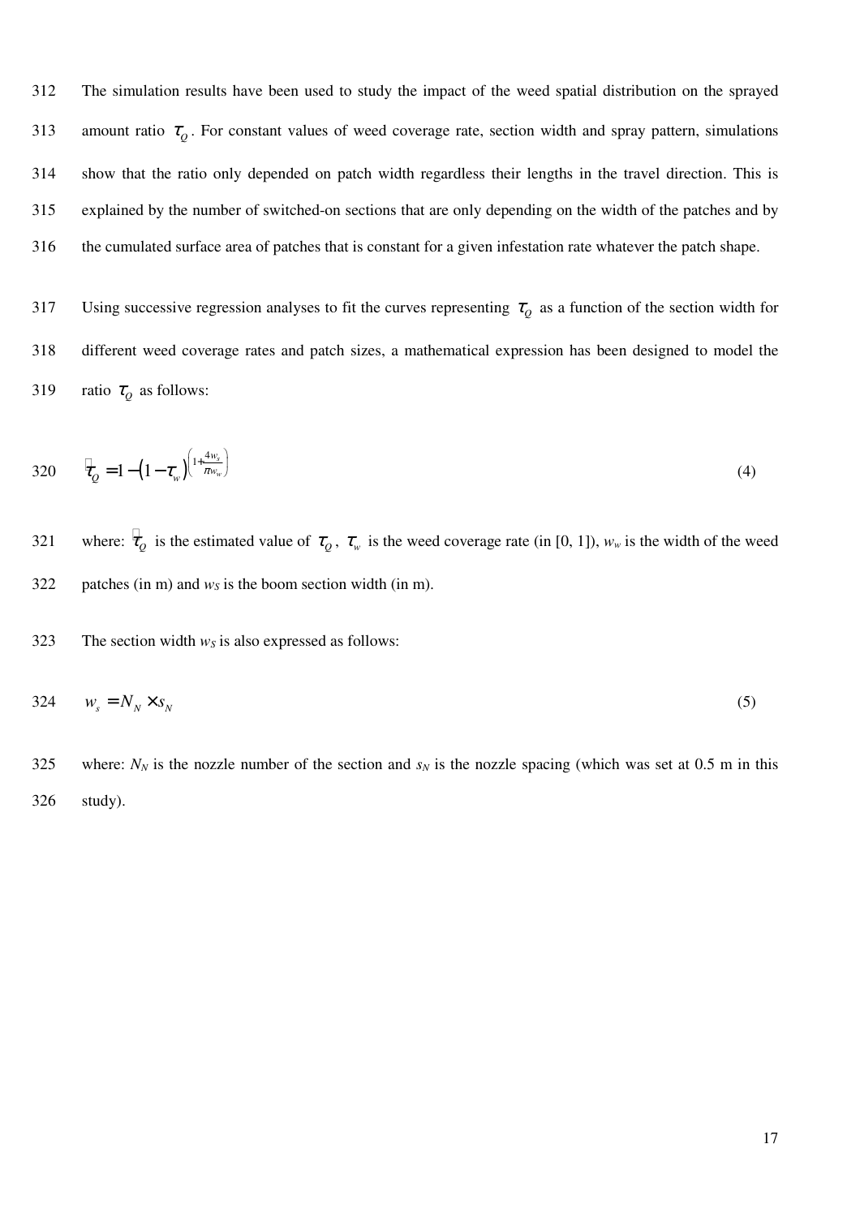The simulation results have been used to study the impact of the weed spatial distribution on the sprayed amount ratio $\tau_Q$. For constant values of weed coverage rate, section width and spray pattern, simulations show that the ratio only depended on patch width regardless their lengths in the travel direction. This is explained by the number of switched-on sections that are only depending on the width of the patches and by the cumulated surface area of patches that is constant for a given infestation rate whatever the patch shape.

Using successive regression analyses to fit the curves representing $\tau_Q$ as a function of the section width for different weed coverage rates and patch sizes, a mathematical expression has been designed to model the ratio $\tau_Q$ as follows:

$$\hat{\tau}_Q = 1 - \left(1 - \tau_w\right)^{\left(1 + \frac{4 w_s}{\pi w_w}\right)} \tag{4}$$

where: $\hat{\tau}_Q$ is the estimated value of $\tau_Q$, $\tau_w$ is the weed coverage rate (in [0, 1]), $w_w$ is the width of the weed patches (in m) and $w_S$ is the boom section width (in m).

The section width $w_S$ is also expressed as follows:

$$w_s = N_N \times s_N \tag{5}$$

where: $N_N$ is the nozzle number of the section and $s_N$ is the nozzle spacing (which was set at 0.5 m in this study).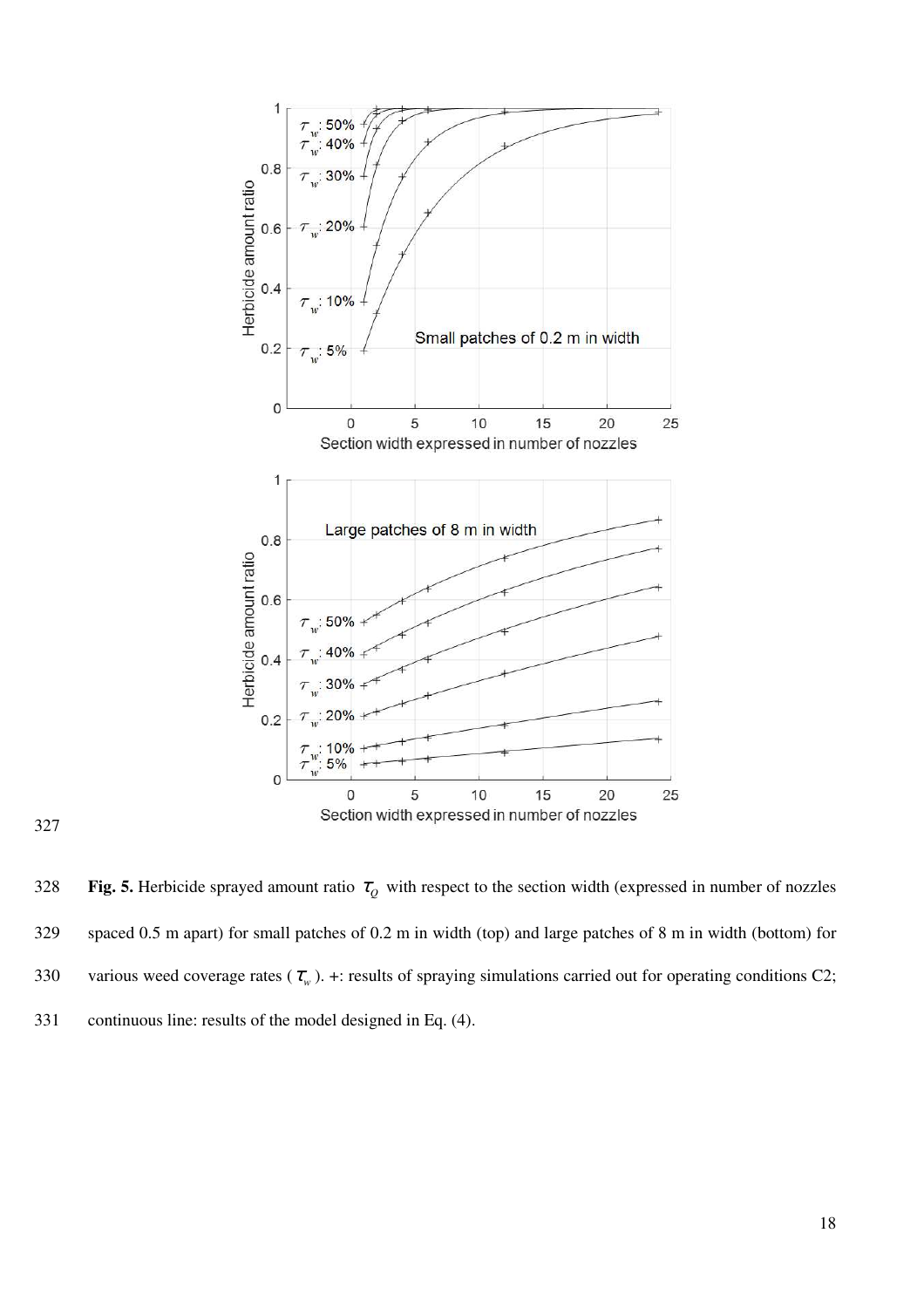**Fig. 5.** Herbicide sprayed amount ratio $\tau_Q$ with respect to the section width (expressed in number of nozzles spaced 0.5 m apart) for small patches of 0.2 m in width (top) and large patches of 8 m in width (bottom) for various weed coverage rates ($\tau_w$). +: results of spraying simulations carried out for operating conditions C2; continuous line: results of the model designed in Eq. (4).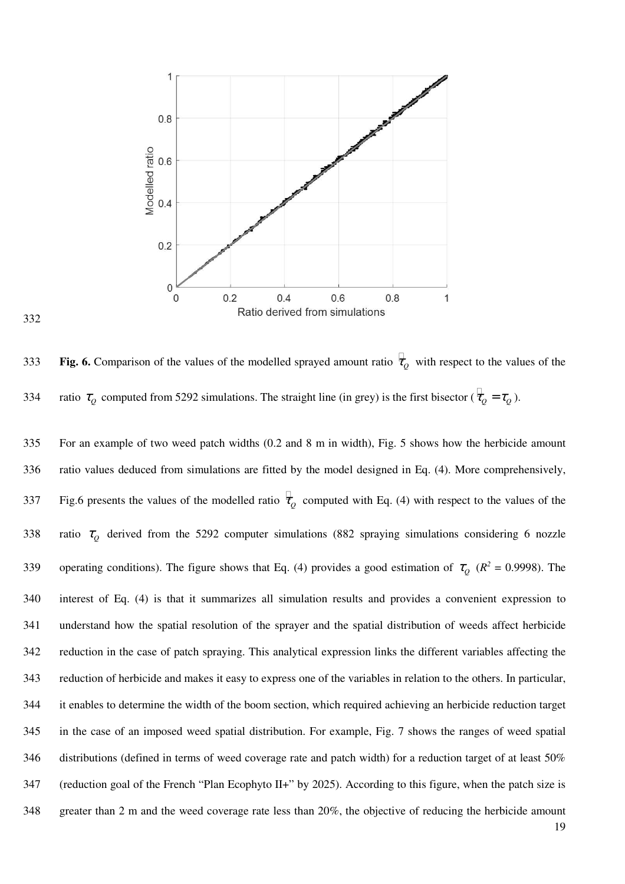**Fig. 6.** Comparison of the values of the modelled sprayed amount ratio $\hat{\tau}_Q$ with respect to the values of the ratio $\tau_Q$ computed from 5292 simulations. The straight line (in grey) is the first bisector ($\hat{\tau}_Q = \tau_Q$).

For an example of two weed patch widths (0.2 and 8 m in width), Fig. 5 shows how the herbicide amount ratio values deduced from simulations are fitted by the model designed in Eq. (4). More comprehensively, Fig.6 presents the values of the modelled ratio $\hat{\tau}_Q$ computed with Eq. (4) with respect to the values of the ratio $\tau_Q$ derived from the 5292 computer simulations (882 spraying simulations considering 6 nozzle operating conditions). The figure shows that Eq. (4) provides a good estimation of $\tau_Q$ ($R^2$ = 0.9998). The interest of Eq. (4) is that it summarizes all simulation results and provides a convenient expression to understand how the spatial resolution of the sprayer and the spatial distribution of weeds affect herbicide reduction in the case of patch spraying. This analytical expression links the different variables affecting the reduction of herbicide and makes it easy to express one of the variables in relation to the others. In particular, it enables to determine the width of the boom section, which required achieving an herbicide reduction target in the case of an imposed weed spatial distribution. For example, Fig. 7 shows the ranges of weed spatial distributions (defined in terms of weed coverage rate and patch width) for a reduction target of at least 50% (reduction goal of the French "Plan Ecophyto II+" by 2025). According to this figure, when the patch size is greater than 2 m and the weed coverage rate less than 20%, the objective of reducing the herbicide amount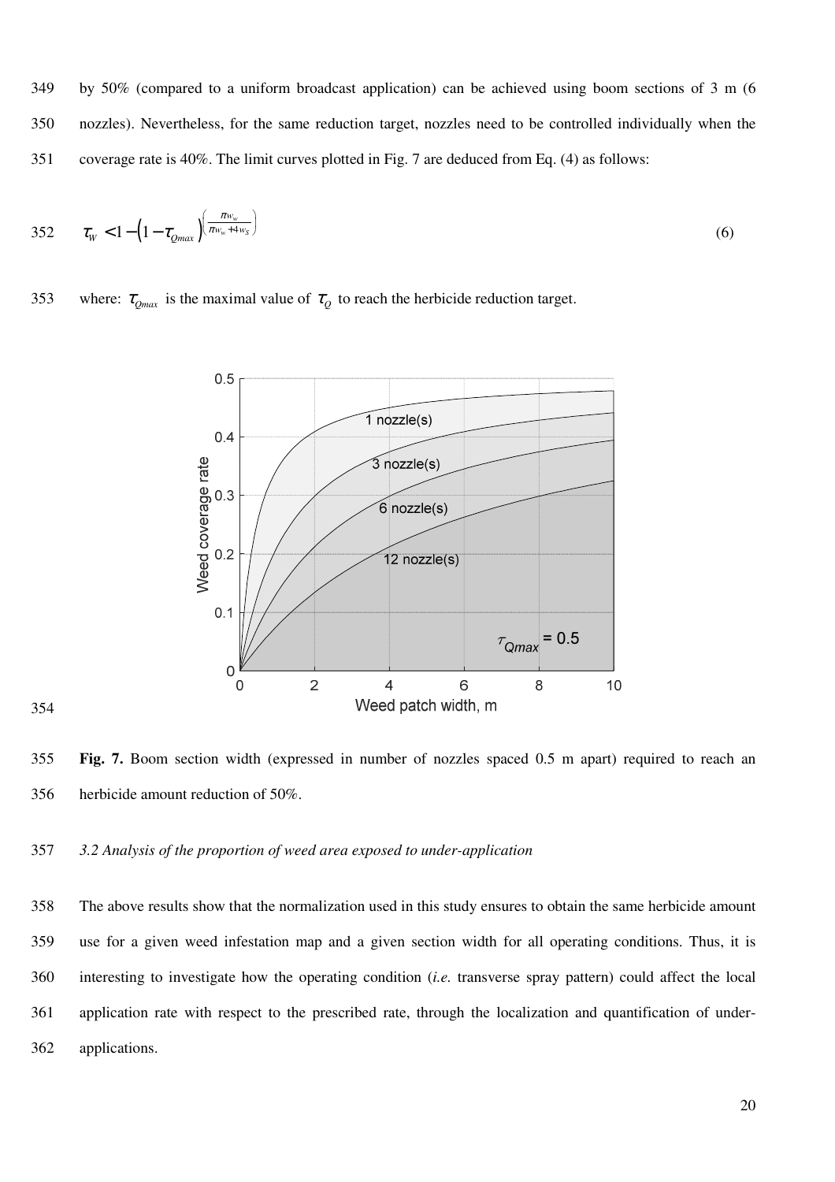by 50% (compared to a uniform broadcast application) can be achieved using boom sections of 3 m (6 nozzles). Nevertheless, for the same reduction target, nozzles need to be controlled individually when the coverage rate is 40%. The limit curves plotted in Fig. 7 are deduced from Eq. (4) as follows:

$$\tau_W < 1 - \left(1 - \tau_{Qmax}\right)^{\left(\frac{\pi w_w}{\pi w_w + 4 w_S}\right)} \tag{6}$$

where: $\tau_{Qmax}$ is the maximal value of $\tau_Q$ to reach the herbicide reduction target.

**Fig. 7.** Boom section width (expressed in number of nozzles spaced 0.5 m apart) required to reach an herbicide amount reduction of 50%.

### *3.2 Analysis of the proportion of weed area exposed to under-application*

The above results show that the normalization used in this study ensures to obtain the same herbicide amount use for a given weed infestation map and a given section width for all operating conditions. Thus, it is interesting to investigate how the operating condition (*i.e.* transverse spray pattern) could affect the local application rate with respect to the prescribed rate, through the localization and quantification of under-applications.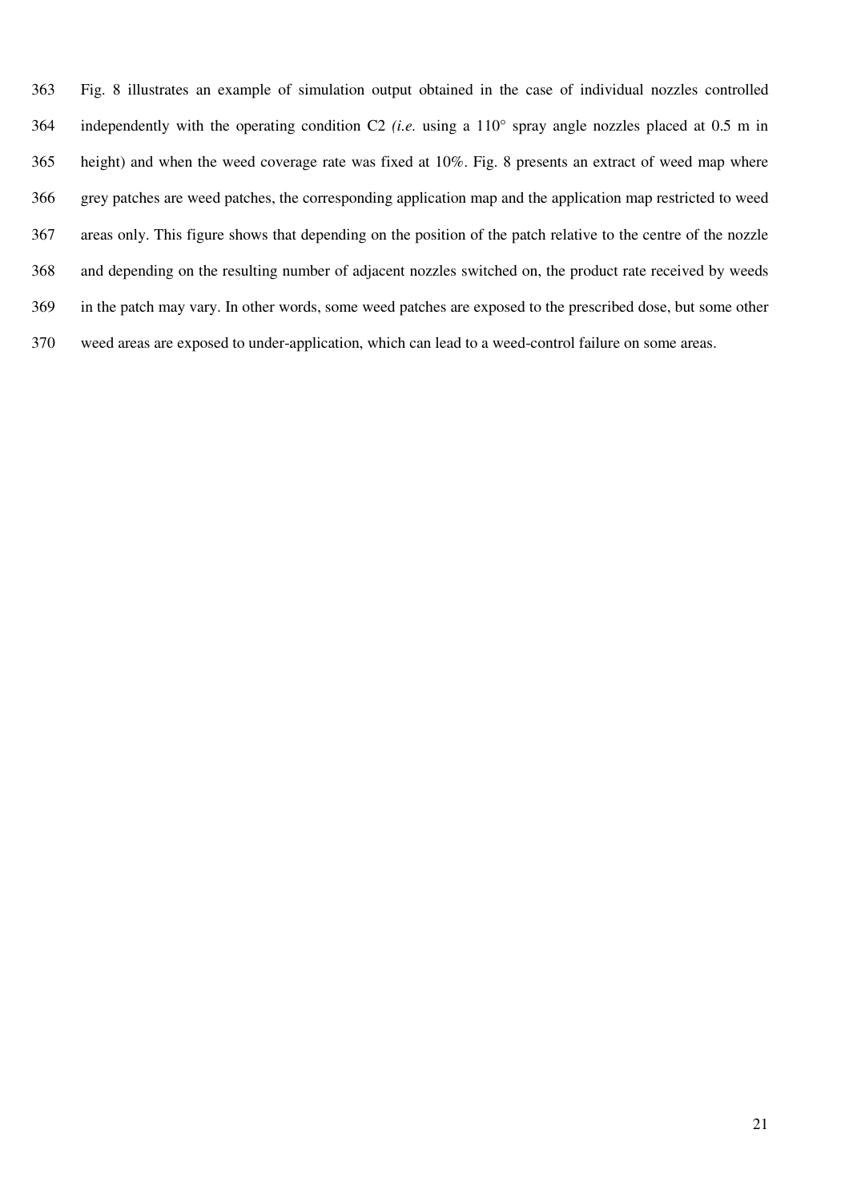Fig. 8 illustrates an example of simulation output obtained in the case of individual nozzles controlled independently with the operating condition C2 *(i.e.* using a 110° spray angle nozzles placed at 0.5 m in height) and when the weed coverage rate was fixed at 10%. Fig. 8 presents an extract of weed map where grey patches are weed patches, the corresponding application map and the application map restricted to weed areas only. This figure shows that depending on the position of the patch relative to the centre of the nozzle and depending on the resulting number of adjacent nozzles switched on, the product rate received by weeds in the patch may vary. In other words, some weed patches are exposed to the prescribed dose, but some other weed areas are exposed to under-application, which can lead to a weed-control failure on some areas.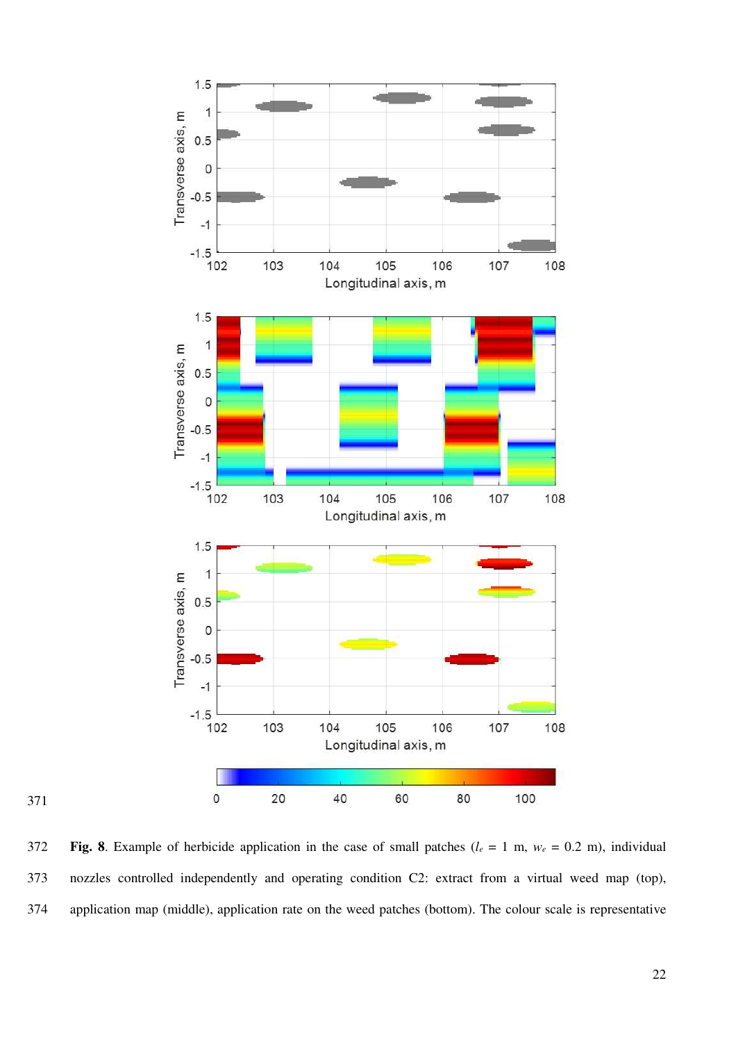**Fig. 8**. Example of herbicide application in the case of small patches ($l_e$ = 1 m, $w_e$ = 0.2 m), individual nozzles controlled independently and operating condition C2: extract from a virtual weed map (top), application map (middle), application rate on the weed patches (bottom). The colour scale is representative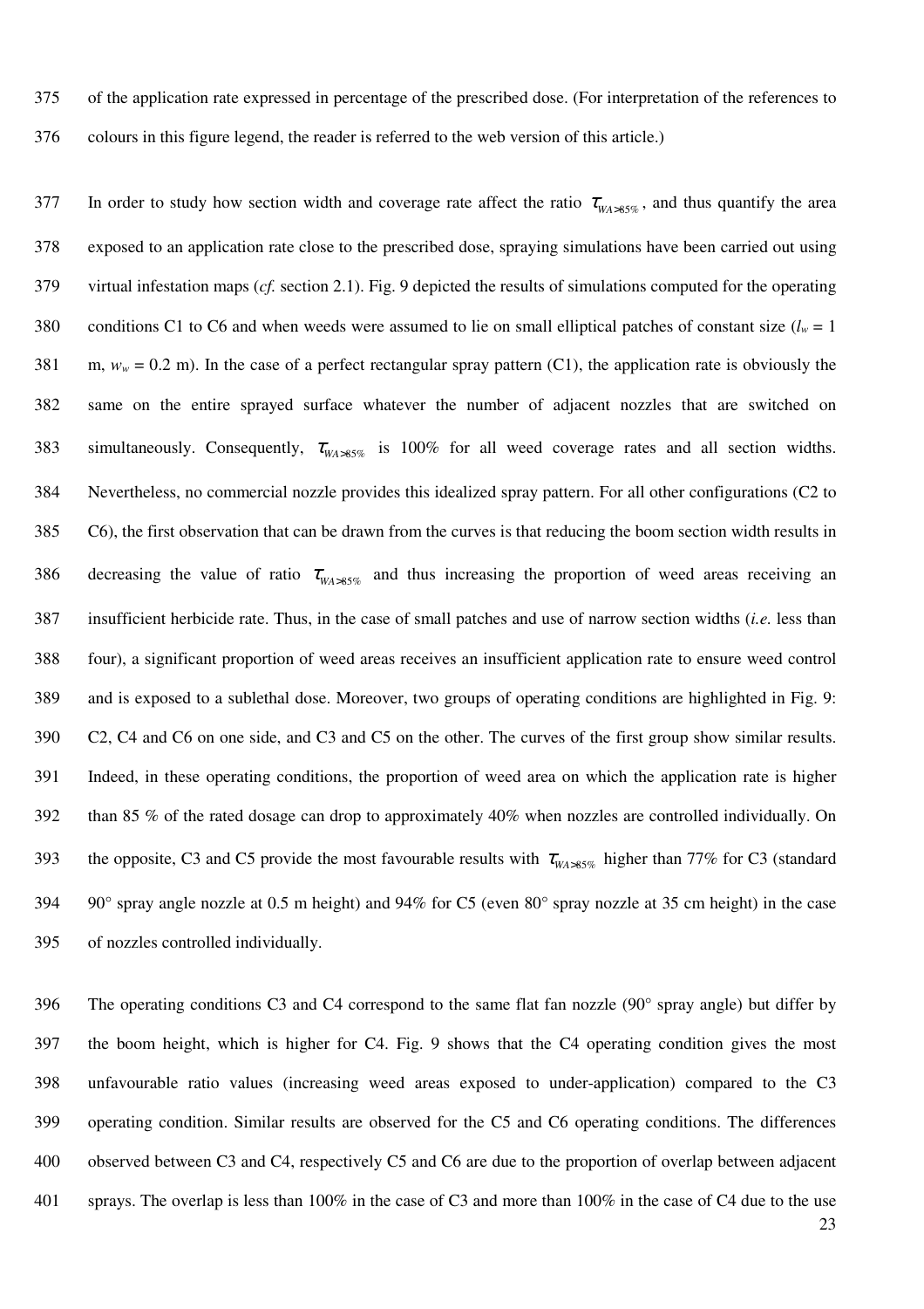of the application rate expressed in percentage of the prescribed dose. (For interpretation of the references to colours in this figure legend, the reader is referred to the web version of this article.)

In order to study how section width and coverage rate affect the ratio $\tau_{WA>85\%}$, and thus quantify the area exposed to an application rate close to the prescribed dose, spraying simulations have been carried out using virtual infestation maps (*cf.* section 2.1). Fig. 9 depicted the results of simulations computed for the operating conditions C1 to C6 and when weeds were assumed to lie on small elliptical patches of constant size ($l_w$ = 1 m, $w_w$ = 0.2 m). In the case of a perfect rectangular spray pattern (C1), the application rate is obviously the same on the entire sprayed surface whatever the number of adjacent nozzles that are switched on simultaneously. Consequently, $\tau_{WA>85\%}$ is 100% for all weed coverage rates and all section widths. Nevertheless, no commercial nozzle provides this idealized spray pattern. For all other configurations (C2 to C6), the first observation that can be drawn from the curves is that reducing the boom section width results in decreasing the value of ratio $\tau_{WA>85\%}$ and thus increasing the proportion of weed areas receiving an insufficient herbicide rate. Thus, in the case of small patches and use of narrow section widths (*i.e.* less than four), a significant proportion of weed areas receives an insufficient application rate to ensure weed control and is exposed to a sublethal dose. Moreover, two groups of operating conditions are highlighted in Fig. 9: C2, C4 and C6 on one side, and C3 and C5 on the other. The curves of the first group show similar results. Indeed, in these operating conditions, the proportion of weed area on which the application rate is higher than 85 % of the rated dosage can drop to approximately 40% when nozzles are controlled individually. On the opposite, C3 and C5 provide the most favourable results with $\tau_{WA>85\%}$ higher than 77% for C3 (standard 90° spray angle nozzle at 0.5 m height) and 94% for C5 (even 80° spray nozzle at 35 cm height) in the case of nozzles controlled individually.

The operating conditions C3 and C4 correspond to the same flat fan nozzle (90° spray angle) but differ by the boom height, which is higher for C4. Fig. 9 shows that the C4 operating condition gives the most unfavourable ratio values (increasing weed areas exposed to under-application) compared to the C3 operating condition. Similar results are observed for the C5 and C6 operating conditions. The differences observed between C3 and C4, respectively C5 and C6 are due to the proportion of overlap between adjacent sprays. The overlap is less than 100% in the case of C3 and more than 100% in the case of C4 due to the use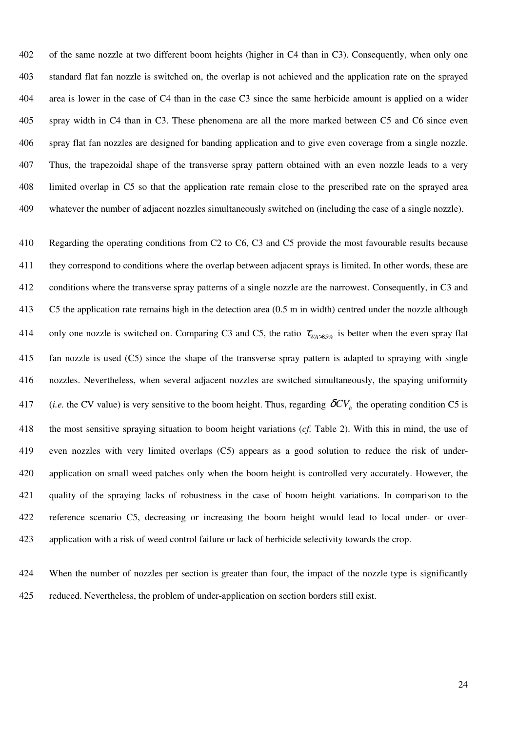of the same nozzle at two different boom heights (higher in C4 than in C3). Consequently, when only one standard flat fan nozzle is switched on, the overlap is not achieved and the application rate on the sprayed area is lower in the case of C4 than in the case C3 since the same herbicide amount is applied on a wider spray width in C4 than in C3. These phenomena are all the more marked between C5 and C6 since even spray flat fan nozzles are designed for banding application and to give even coverage from a single nozzle. Thus, the trapezoidal shape of the transverse spray pattern obtained with an even nozzle leads to a very limited overlap in C5 so that the application rate remain close to the prescribed rate on the sprayed area whatever the number of adjacent nozzles simultaneously switched on (including the case of a single nozzle).

Regarding the operating conditions from C2 to C6, C3 and C5 provide the most favourable results because they correspond to conditions where the overlap between adjacent sprays is limited. In other words, these are conditions where the transverse spray patterns of a single nozzle are the narrowest. Consequently, in C3 and C5 the application rate remains high in the detection area (0.5 m in width) centred under the nozzle although only one nozzle is switched on. Comparing C3 and C5, the ratio $\tau_{WA>85\%}$ is better when the even spray flat fan nozzle is used (C5) since the shape of the transverse spray pattern is adapted to spraying with single nozzles. Nevertheless, when several adjacent nozzles are switched simultaneously, the spaying uniformity (*i.e.* the CV value) is very sensitive to the boom height. Thus, regarding $\delta CV_h$ the operating condition C5 is the most sensitive spraying situation to boom height variations (*cf.* Table 2). With this in mind, the use of even nozzles with very limited overlaps (C5) appears as a good solution to reduce the risk of under-application on small weed patches only when the boom height is controlled very accurately. However, the quality of the spraying lacks of robustness in the case of boom height variations. In comparison to the reference scenario C5, decreasing or increasing the boom height would lead to local under- or over-application with a risk of weed control failure or lack of herbicide selectivity towards the crop.

When the number of nozzles per section is greater than four, the impact of the nozzle type is significantly reduced. Nevertheless, the problem of under-application on section borders still exist.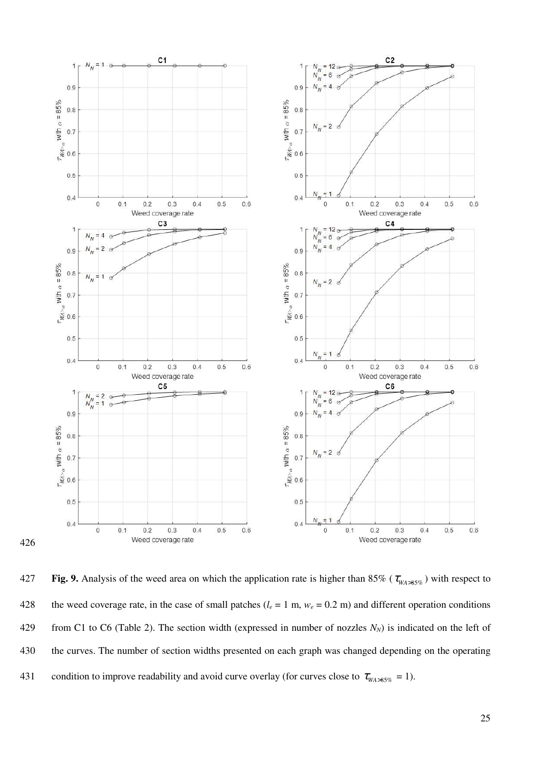**Fig. 9.** Analysis of the weed area on which the application rate is higher than 85% ($\tau_{WA>85\%}$) with respect to the weed coverage rate, in the case of small patches ($l_e$ = 1 m, $w_e$ = 0.2 m) and different operation conditions from C1 to C6 (Table 2). The section width (expressed in number of nozzles $N_N$) is indicated on the left of the curves. The number of section widths presented on each graph was changed depending on the operating condition to improve readability and avoid curve overlay (for curves close to $\tau_{WA>85\%}$ = 1).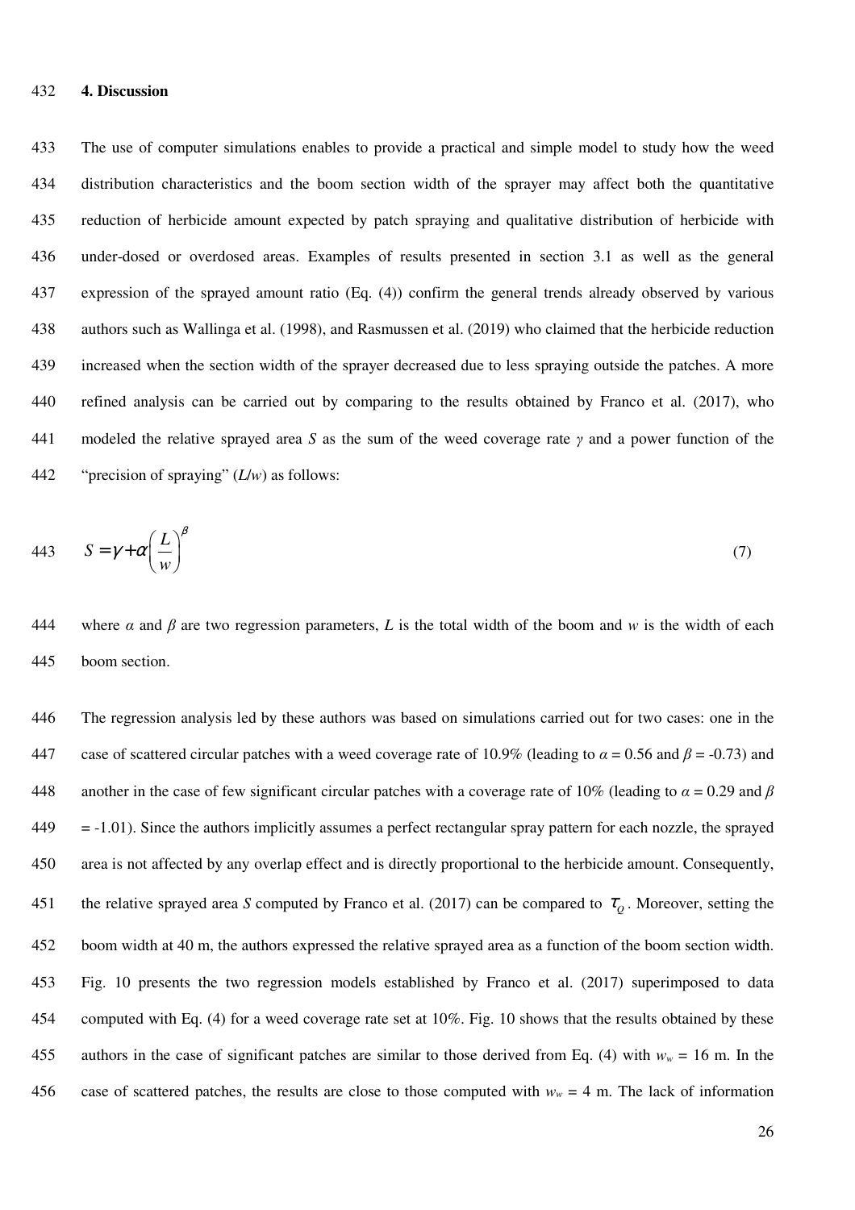## 4. Discussion

The use of computer simulations enables to provide a practical and simple model to study how the weed distribution characteristics and the boom section width of the sprayer may affect both the quantitative reduction of herbicide amount expected by patch spraying and qualitative distribution of herbicide with under-dosed or overdosed areas. Examples of results presented in section 3.1 as well as the general expression of the sprayed amount ratio (Eq. (4)) confirm the general trends already observed by various authors such as Wallinga et al. (1998), and Rasmussen et al. (2019) who claimed that the herbicide reduction increased when the section width of the sprayer decreased due to less spraying outside the patches. A more refined analysis can be carried out by comparing to the results obtained by Franco et al. (2017), who modeled the relative sprayed area $S$ as the sum of the weed coverage rate $\gamma$ and a power function of the "precision of spraying" ($L/w$) as follows:

$$S = \gamma + \alpha \left( \frac{L}{w} \right)^{\beta} \tag{7}$$

where $\alpha$ and $\beta$ are two regression parameters, $L$ is the total width of the boom and $w$ is the width of each boom section.

The regression analysis led by these authors was based on simulations carried out for two cases: one in the case of scattered circular patches with a weed coverage rate of 10.9% (leading to $\alpha = 0.56$ and $\beta = -0.73$) and another in the case of few significant circular patches with a coverage rate of 10% (leading to $\alpha = 0.29$ and $\beta = -1.01$). Since the authors implicitly assumes a perfect rectangular spray pattern for each nozzle, the sprayed area is not affected by any overlap effect and is directly proportional to the herbicide amount. Consequently, the relative sprayed area $S$ computed by Franco et al. (2017) can be compared to $\tau_Q$. Moreover, setting the boom width at 40 m, the authors expressed the relative sprayed area as a function of the boom section width. Fig. 10 presents the two regression models established by Franco et al. (2017) superimposed to data computed with Eq. (4) for a weed coverage rate set at 10%. Fig. 10 shows that the results obtained by these authors in the case of significant patches are similar to those derived from Eq. (4) with $w_w = 16$ m. In the case of scattered patches, the results are close to those computed with $w_w = 4$ m. The lack of information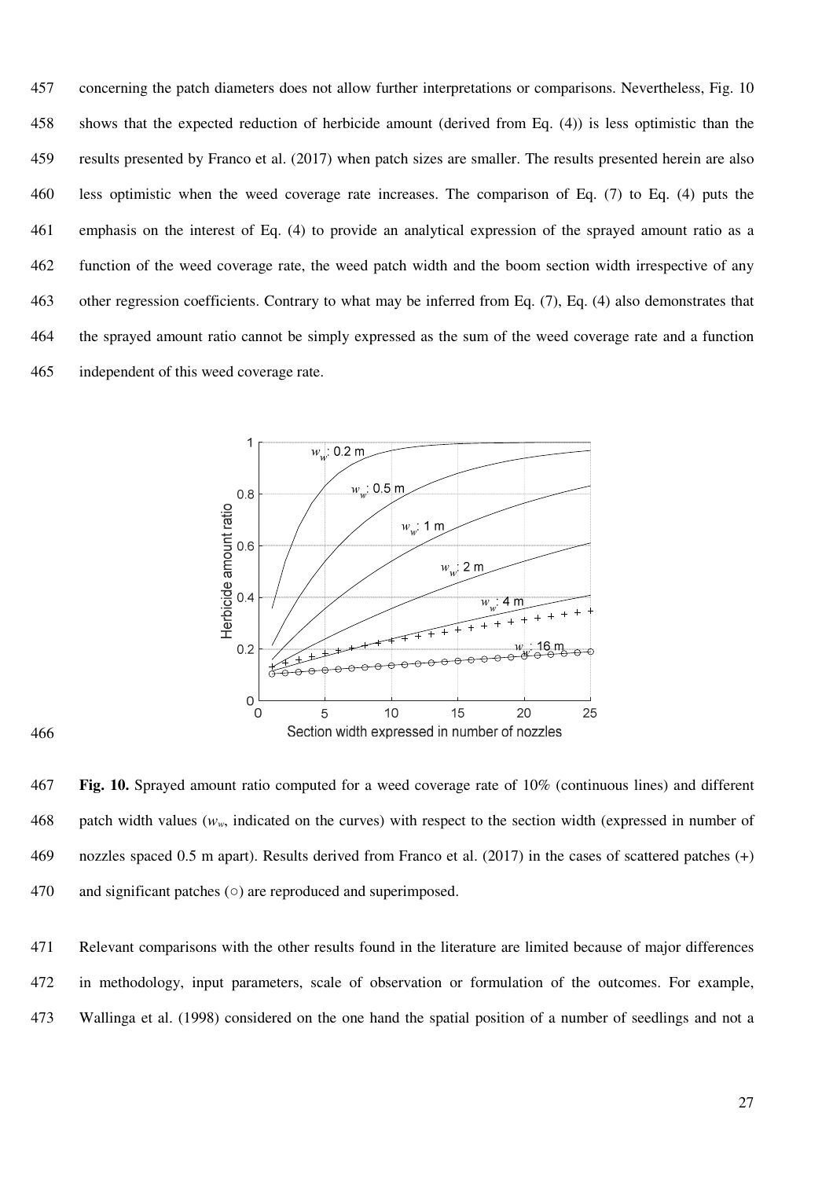concerning the patch diameters does not allow further interpretations or comparisons. Nevertheless, Fig. 10 shows that the expected reduction of herbicide amount (derived from Eq. (4)) is less optimistic than the results presented by Franco et al. (2017) when patch sizes are smaller. The results presented herein are also less optimistic when the weed coverage rate increases. The comparison of Eq. (7) to Eq. (4) puts the emphasis on the interest of Eq. (4) to provide an analytical expression of the sprayed amount ratio as a function of the weed coverage rate, the weed patch width and the boom section width irrespective of any other regression coefficients. Contrary to what may be inferred from Eq. (7), Eq. (4) also demonstrates that the sprayed amount ratio cannot be simply expressed as the sum of the weed coverage rate and a function independent of this weed coverage rate.

**Fig. 10.** Sprayed amount ratio computed for a weed coverage rate of 10% (continuous lines) and different patch width values ($w_w$, indicated on the curves) with respect to the section width (expressed in number of nozzles spaced 0.5 m apart). Results derived from Franco et al. (2017) in the cases of scattered patches (+) and significant patches (○) are reproduced and superimposed.

Relevant comparisons with the other results found in the literature are limited because of major differences in methodology, input parameters, scale of observation or formulation of the outcomes. For example, Wallinga et al. (1998) considered on the one hand the spatial position of a number of seedlings and not a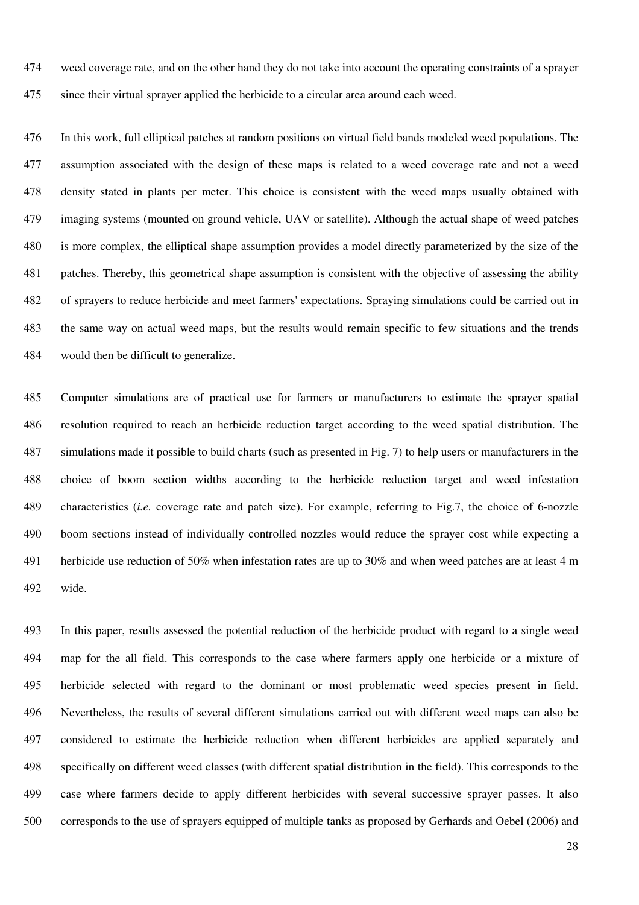weed coverage rate, and on the other hand they do not take into account the operating constraints of a sprayer since their virtual sprayer applied the herbicide to a circular area around each weed.

In this work, full elliptical patches at random positions on virtual field bands modeled weed populations. The assumption associated with the design of these maps is related to a weed coverage rate and not a weed density stated in plants per meter. This choice is consistent with the weed maps usually obtained with imaging systems (mounted on ground vehicle, UAV or satellite). Although the actual shape of weed patches is more complex, the elliptical shape assumption provides a model directly parameterized by the size of the patches. Thereby, this geometrical shape assumption is consistent with the objective of assessing the ability of sprayers to reduce herbicide and meet farmers' expectations. Spraying simulations could be carried out in the same way on actual weed maps, but the results would remain specific to few situations and the trends would then be difficult to generalize.

Computer simulations are of practical use for farmers or manufacturers to estimate the sprayer spatial resolution required to reach an herbicide reduction target according to the weed spatial distribution. The simulations made it possible to build charts (such as presented in Fig. 7) to help users or manufacturers in the choice of boom section widths according to the herbicide reduction target and weed infestation characteristics (*i.e.* coverage rate and patch size). For example, referring to Fig.7, the choice of 6-nozzle boom sections instead of individually controlled nozzles would reduce the sprayer cost while expecting a herbicide use reduction of 50% when infestation rates are up to 30% and when weed patches are at least 4 m wide.

In this paper, results assessed the potential reduction of the herbicide product with regard to a single weed map for the all field. This corresponds to the case where farmers apply one herbicide or a mixture of herbicide selected with regard to the dominant or most problematic weed species present in field. Nevertheless, the results of several different simulations carried out with different weed maps can also be considered to estimate the herbicide reduction when different herbicides are applied separately and specifically on different weed classes (with different spatial distribution in the field). This corresponds to the case where farmers decide to apply different herbicides with several successive sprayer passes. It also corresponds to the use of sprayers equipped of multiple tanks as proposed by Gerhards and Oebel (2006) and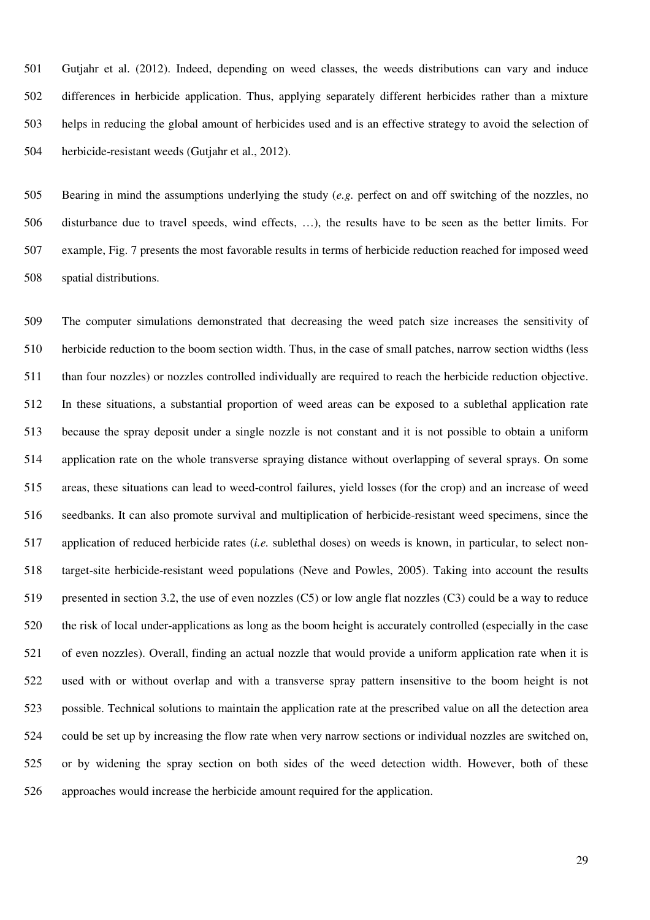Gutjahr et al. (2012). Indeed, depending on weed classes, the weeds distributions can vary and induce differences in herbicide application. Thus, applying separately different herbicides rather than a mixture helps in reducing the global amount of herbicides used and is an effective strategy to avoid the selection of herbicide-resistant weeds (Gutjahr et al., 2012).

Bearing in mind the assumptions underlying the study (*e.g.* perfect on and off switching of the nozzles, no disturbance due to travel speeds, wind effects, …), the results have to be seen as the better limits. For example, Fig. 7 presents the most favorable results in terms of herbicide reduction reached for imposed weed spatial distributions.

The computer simulations demonstrated that decreasing the weed patch size increases the sensitivity of herbicide reduction to the boom section width. Thus, in the case of small patches, narrow section widths (less than four nozzles) or nozzles controlled individually are required to reach the herbicide reduction objective. In these situations, a substantial proportion of weed areas can be exposed to a sublethal application rate because the spray deposit under a single nozzle is not constant and it is not possible to obtain a uniform application rate on the whole transverse spraying distance without overlapping of several sprays. On some areas, these situations can lead to weed-control failures, yield losses (for the crop) and an increase of weed seedbanks. It can also promote survival and multiplication of herbicide-resistant weed specimens, since the application of reduced herbicide rates (*i.e.* sublethal doses) on weeds is known, in particular, to select non-target-site herbicide-resistant weed populations (Neve and Powles, 2005). Taking into account the results presented in section 3.2, the use of even nozzles (C5) or low angle flat nozzles (C3) could be a way to reduce the risk of local under-applications as long as the boom height is accurately controlled (especially in the case of even nozzles). Overall, finding an actual nozzle that would provide a uniform application rate when it is used with or without overlap and with a transverse spray pattern insensitive to the boom height is not possible. Technical solutions to maintain the application rate at the prescribed value on all the detection area could be set up by increasing the flow rate when very narrow sections or individual nozzles are switched on, or by widening the spray section on both sides of the weed detection width. However, both of these approaches would increase the herbicide amount required for the application.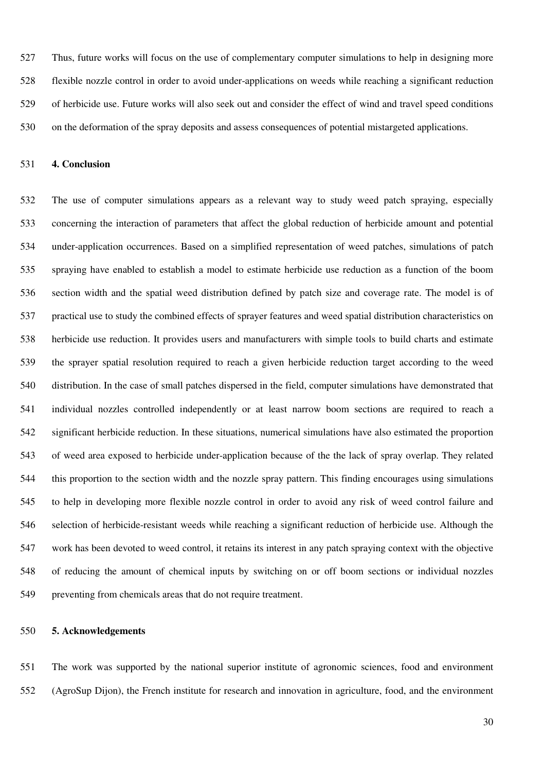Thus, future works will focus on the use of complementary computer simulations to help in designing more flexible nozzle control in order to avoid under-applications on weeds while reaching a significant reduction of herbicide use. Future works will also seek out and consider the effect of wind and travel speed conditions on the deformation of the spray deposits and assess consequences of potential mistargeted applications.

## 4. Conclusion

The use of computer simulations appears as a relevant way to study weed patch spraying, especially concerning the interaction of parameters that affect the global reduction of herbicide amount and potential under-application occurrences. Based on a simplified representation of weed patches, simulations of patch spraying have enabled to establish a model to estimate herbicide use reduction as a function of the boom section width and the spatial weed distribution defined by patch size and coverage rate. The model is of practical use to study the combined effects of sprayer features and weed spatial distribution characteristics on herbicide use reduction. It provides users and manufacturers with simple tools to build charts and estimate the sprayer spatial resolution required to reach a given herbicide reduction target according to the weed distribution. In the case of small patches dispersed in the field, computer simulations have demonstrated that individual nozzles controlled independently or at least narrow boom sections are required to reach a significant herbicide reduction. In these situations, numerical simulations have also estimated the proportion of weed area exposed to herbicide under-application because of the the lack of spray overlap. They related this proportion to the section width and the nozzle spray pattern. This finding encourages using simulations to help in developing more flexible nozzle control in order to avoid any risk of weed control failure and selection of herbicide-resistant weeds while reaching a significant reduction of herbicide use. Although the work has been devoted to weed control, it retains its interest in any patch spraying context with the objective of reducing the amount of chemical inputs by switching on or off boom sections or individual nozzles preventing from chemicals areas that do not require treatment.

## 5. Acknowledgements

The work was supported by the national superior institute of agronomic sciences, food and environment (AgroSup Dijon), the French institute for research and innovation in agriculture, food, and the environment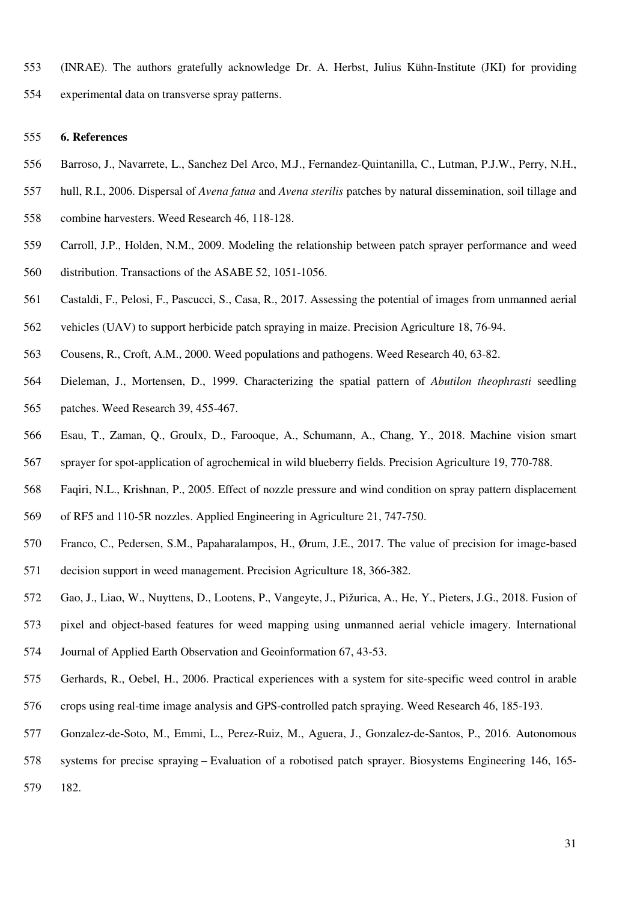(INRAE). The authors gratefully acknowledge Dr. A. Herbst, Julius Kühn-Institute (JKI) for providing experimental data on transverse spray patterns.

## 6. References

Barroso, J., Navarrete, L., Sanchez Del Arco, M.J., Fernandez-Quintanilla, C., Lutman, P.J.W., Perry, N.H., hull, R.I., 2006. Dispersal of *Avena fatua* and *Avena sterilis* patches by natural dissemination, soil tillage and combine harvesters. Weed Research 46, 118-128.

Carroll, J.P., Holden, N.M., 2009. Modeling the relationship between patch sprayer performance and weed distribution. Transactions of the ASABE 52, 1051-1056.

Castaldi, F., Pelosi, F., Pascucci, S., Casa, R., 2017. Assessing the potential of images from unmanned aerial vehicles (UAV) to support herbicide patch spraying in maize. Precision Agriculture 18, 76-94.

Cousens, R., Croft, A.M., 2000. Weed populations and pathogens. Weed Research 40, 63-82.

Dieleman, J., Mortensen, D., 1999. Characterizing the spatial pattern of *Abutilon theophrasti* seedling patches. Weed Research 39, 455-467.

Esau, T., Zaman, Q., Groulx, D., Farooque, A., Schumann, A., Chang, Y., 2018. Machine vision smart sprayer for spot-application of agrochemical in wild blueberry fields. Precision Agriculture 19, 770-788.

Faqiri, N.L., Krishnan, P., 2005. Effect of nozzle pressure and wind condition on spray pattern displacement of RF5 and 110-5R nozzles. Applied Engineering in Agriculture 21, 747-750.

Franco, C., Pedersen, S.M., Papaharalampos, H., Ørum, J.E., 2017. The value of precision for image-based decision support in weed management. Precision Agriculture 18, 366-382.

Gao, J., Liao, W., Nuyttens, D., Lootens, P., Vangeyte, J., Pižurica, A., He, Y., Pieters, J.G., 2018. Fusion of pixel and object-based features for weed mapping using unmanned aerial vehicle imagery. International Journal of Applied Earth Observation and Geoinformation 67, 43-53.

Gerhards, R., Oebel, H., 2006. Practical experiences with a system for site-specific weed control in arable crops using real-time image analysis and GPS-controlled patch spraying. Weed Research 46, 185-193.

Gonzalez-de-Soto, M., Emmi, L., Perez-Ruiz, M., Aguera, J., Gonzalez-de-Santos, P., 2016. Autonomous systems for precise spraying – Evaluation of a robotised patch sprayer. Biosystems Engineering 146, 165-182.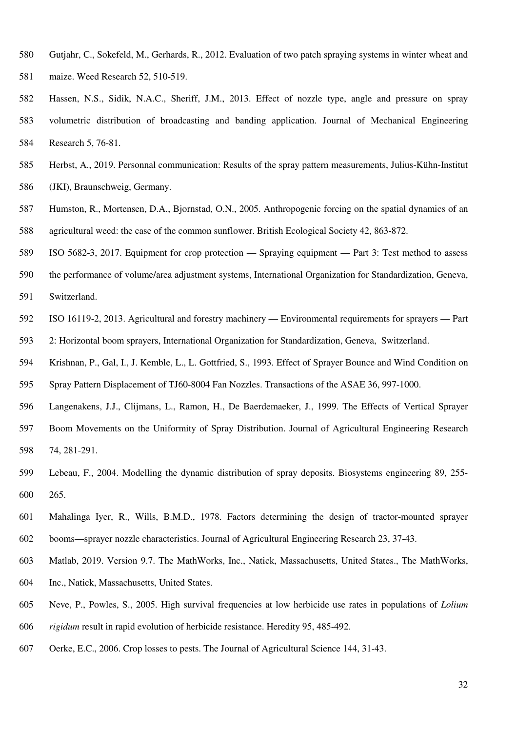Gutjahr, C., Sokefeld, M., Gerhards, R., 2012. Evaluation of two patch spraying systems in winter wheat and maize. Weed Research 52, 510-519.

Hassen, N.S., Sidik, N.A.C., Sheriff, J.M., 2013. Effect of nozzle type, angle and pressure on spray volumetric distribution of broadcasting and banding application. Journal of Mechanical Engineering Research 5, 76-81.

Herbst, A., 2019. Personnal communication: Results of the spray pattern measurements, Julius-Kühn-Institut (JKI), Braunschweig, Germany.

Humston, R., Mortensen, D.A., Bjornstad, O.N., 2005. Anthropogenic forcing on the spatial dynamics of an agricultural weed: the case of the common sunflower. British Ecological Society 42, 863-872.

ISO 5682-3, 2017. Equipment for crop protection — Spraying equipment — Part 3: Test method to assess the performance of volume/area adjustment systems, International Organization for Standardization, Geneva, Switzerland.

ISO 16119-2, 2013. Agricultural and forestry machinery — Environmental requirements for sprayers — Part 2: Horizontal boom sprayers, International Organization for Standardization, Geneva, Switzerland.

Krishnan, P., Gal, I., J. Kemble, L., L. Gottfried, S., 1993. Effect of Sprayer Bounce and Wind Condition on Spray Pattern Displacement of TJ60-8004 Fan Nozzles. Transactions of the ASAE 36, 997-1000.

Langenakens, J.J., Clijmans, L., Ramon, H., De Baerdemaeker, J., 1999. The Effects of Vertical Sprayer Boom Movements on the Uniformity of Spray Distribution. Journal of Agricultural Engineering Research 74, 281-291.

Lebeau, F., 2004. Modelling the dynamic distribution of spray deposits. Biosystems engineering 89, 255-265.

Mahalinga Iyer, R., Wills, B.M.D., 1978. Factors determining the design of tractor-mounted sprayer booms—sprayer nozzle characteristics. Journal of Agricultural Engineering Research 23, 37-43.

Matlab, 2019. Version 9.7. The MathWorks, Inc., Natick, Massachusetts, United States., The MathWorks, Inc., Natick, Massachusetts, United States.

Neve, P., Powles, S., 2005. High survival frequencies at low herbicide use rates in populations of *Lolium rigidum* result in rapid evolution of herbicide resistance. Heredity 95, 485-492.

Oerke, E.C., 2006. Crop losses to pests. The Journal of Agricultural Science 144, 31-43.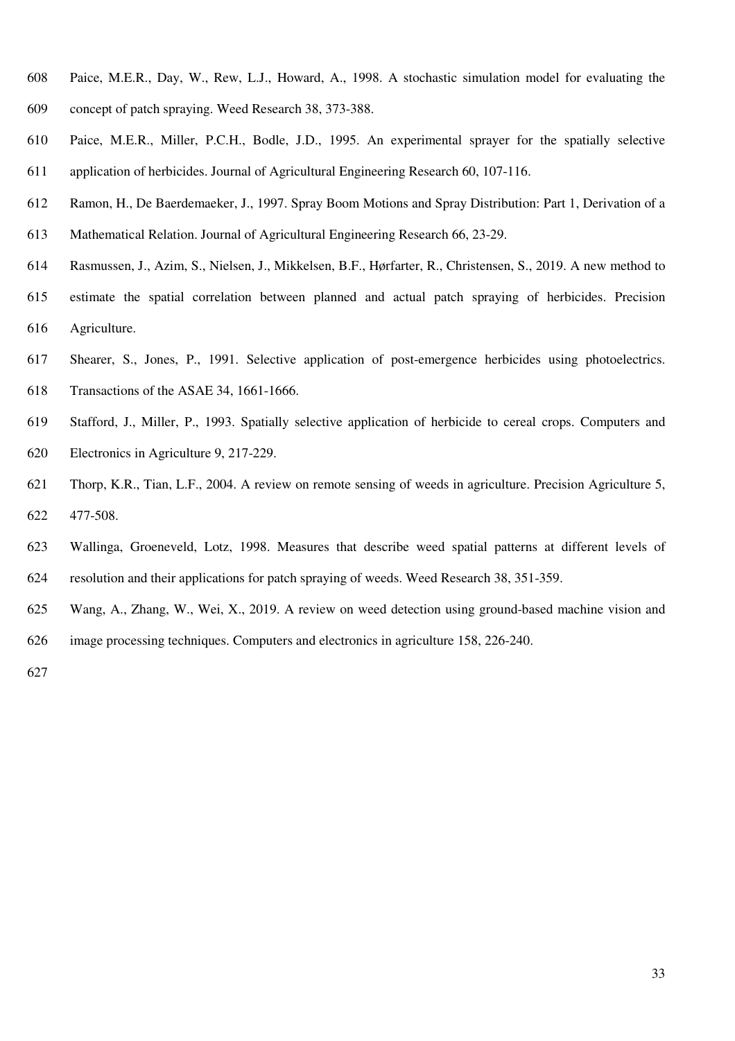Paice, M.E.R., Day, W., Rew, L.J., Howard, A., 1998. A stochastic simulation model for evaluating the concept of patch spraying. Weed Research 38, 373-388.

Paice, M.E.R., Miller, P.C.H., Bodle, J.D., 1995. An experimental sprayer for the spatially selective application of herbicides. Journal of Agricultural Engineering Research 60, 107-116.

Ramon, H., De Baerdemaeker, J., 1997. Spray Boom Motions and Spray Distribution: Part 1, Derivation of a Mathematical Relation. Journal of Agricultural Engineering Research 66, 23-29.

Rasmussen, J., Azim, S., Nielsen, J., Mikkelsen, B.F., Hørfarter, R., Christensen, S., 2019. A new method to estimate the spatial correlation between planned and actual patch spraying of herbicides. Precision Agriculture.

Shearer, S., Jones, P., 1991. Selective application of post-emergence herbicides using photoelectrics. Transactions of the ASAE 34, 1661-1666.

Stafford, J., Miller, P., 1993. Spatially selective application of herbicide to cereal crops. Computers and Electronics in Agriculture 9, 217-229.

Thorp, K.R., Tian, L.F., 2004. A review on remote sensing of weeds in agriculture. Precision Agriculture 5, 477-508.

Wallinga, Groeneveld, Lotz, 1998. Measures that describe weed spatial patterns at different levels of resolution and their applications for patch spraying of weeds. Weed Research 38, 351-359.

Wang, A., Zhang, W., Wei, X., 2019. A review on weed detection using ground-based machine vision and image processing techniques. Computers and electronics in agriculture 158, 226-240.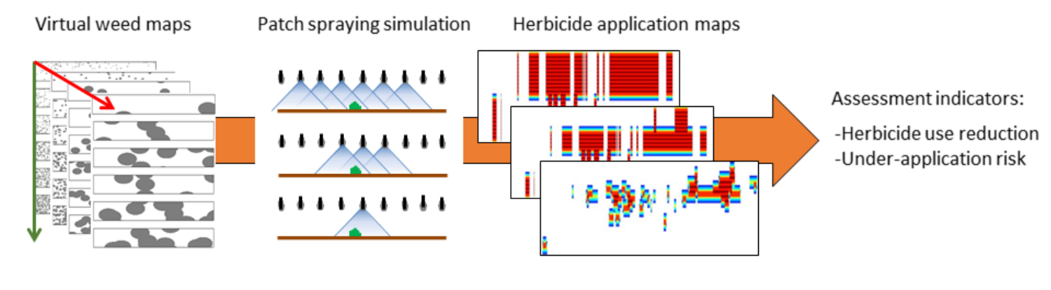Virtual weed maps

Patch spraying simulation

Herbicide application maps

Assessment indicators:

-Herbicide use reduction

-Under-application risk